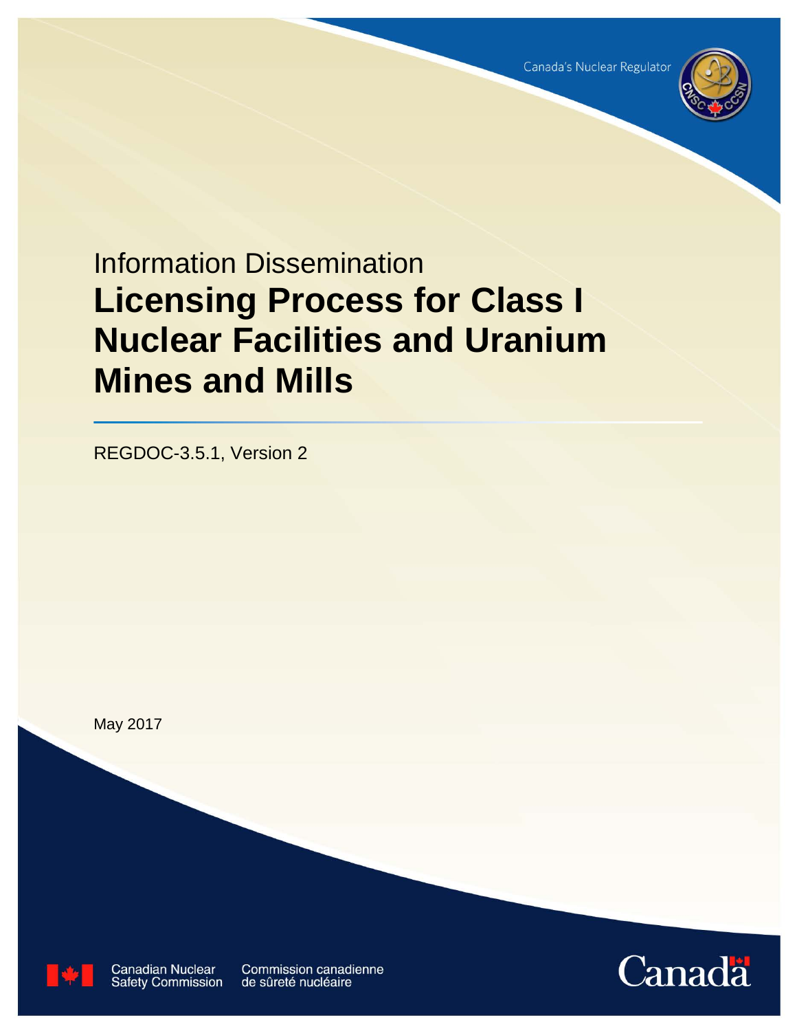Canada's Nuclear Regulator

Information Dissemination

# Licensing Process for Class I Nuclear Facilities and Uranium Mines and Mills

REGDOC-3.5.1, Version 2

May 2017

Canadian Nuclear Safety Commission

Commission canadienne de sûreté nucléaire

Canada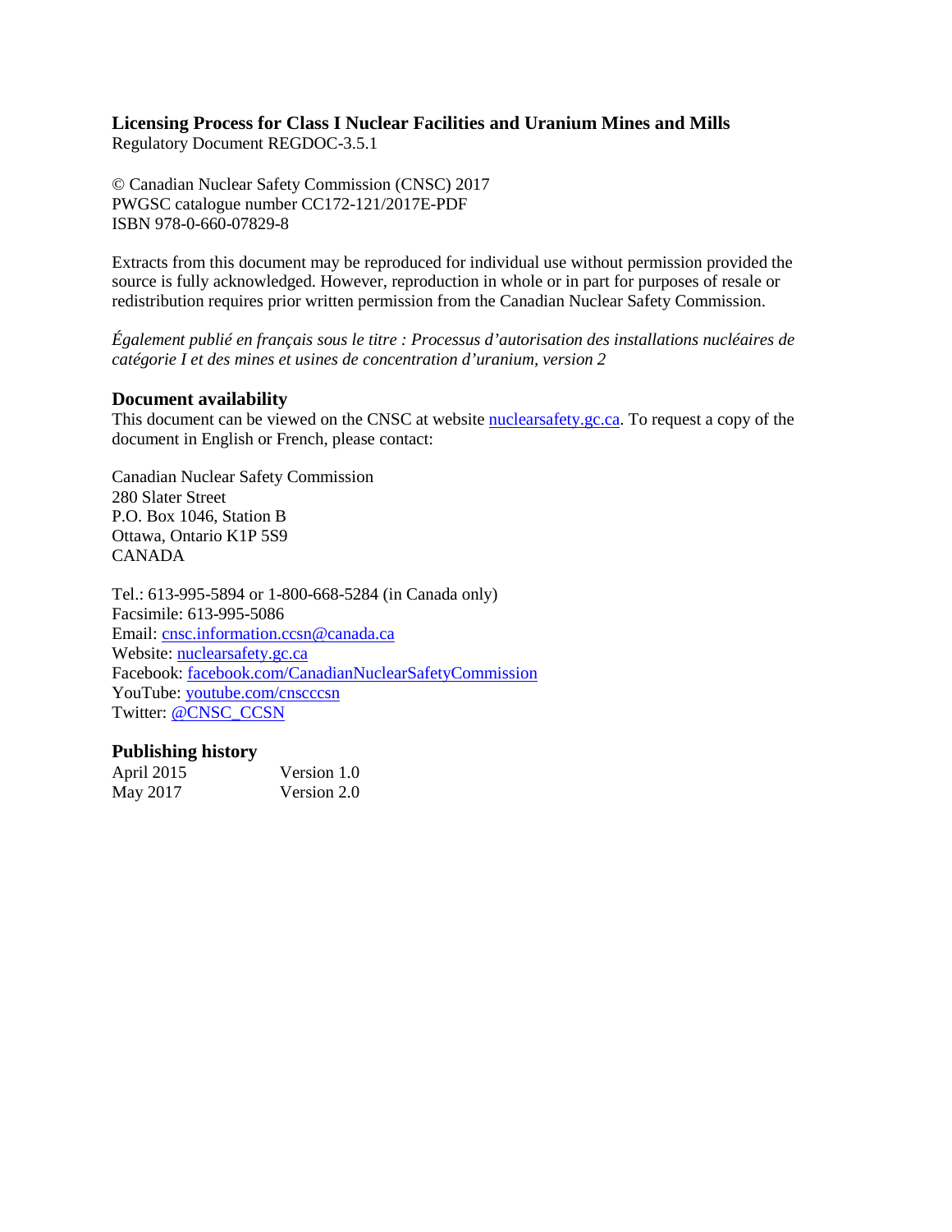**Licensing Process for Class I Nuclear Facilities and Uranium Mines and Mills**
Regulatory Document REGDOC-3.5.1

© Canadian Nuclear Safety Commission (CNSC) 2017
PWGSC catalogue number CC172-121/2017E-PDF
ISBN 978-0-660-07829-8

Extracts from this document may be reproduced for individual use without permission provided the source is fully acknowledged. However, reproduction in whole or in part for purposes of resale or redistribution requires prior written permission from the Canadian Nuclear Safety Commission.

*Également publié en français sous le titre : Processus d'autorisation des installations nucléaires de catégorie I et des mines et usines de concentration d'uranium, version 2*

## Document availability

This document can be viewed on the CNSC at website [nuclearsafety.gc.ca](nuclearsafety.gc.ca). To request a copy of the document in English or French, please contact:

Canadian Nuclear Safety Commission
280 Slater Street
P.O. Box 1046, Station B
Ottawa, Ontario K1P 5S9
CANADA

Tel.: 613-995-5894 or 1-800-668-5284 (in Canada only)
Facsimile: 613-995-5086
Email: cnsc.information.ccsn@canada.ca
Website: nuclearsafety.gc.ca
Facebook: facebook.com/CanadianNuclearSafetyCommission
YouTube: youtube.com/cnscccsn
Twitter: @CNSC_CCSN

## Publishing history

| | |
|---|---|
| April 2015 | Version 1.0 |
| May 2017 | Version 2.0 |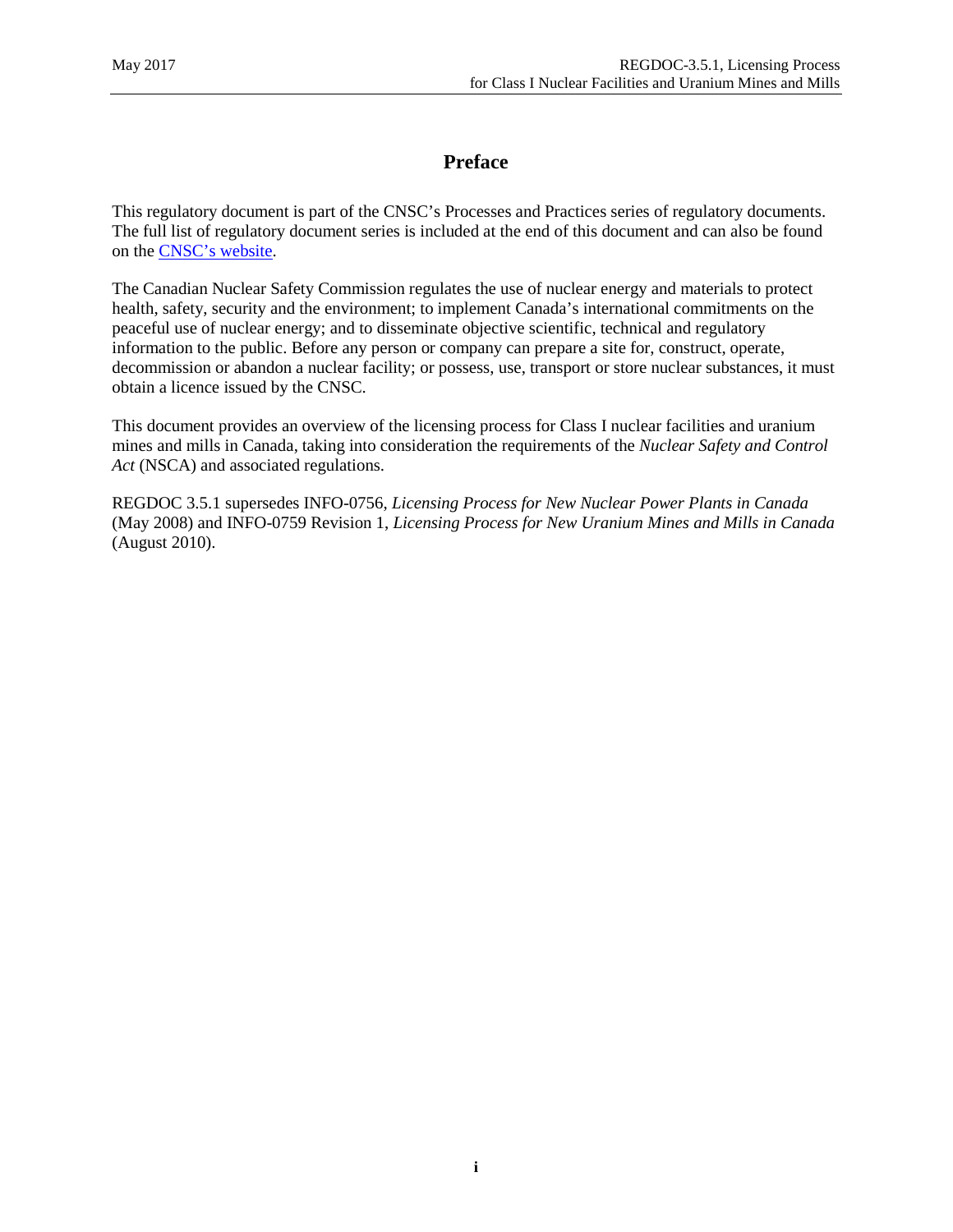# Preface

This regulatory document is part of the CNSC's Processes and Practices series of regulatory documents. The full list of regulatory document series is included at the end of this document and can also be found on the [CNSC's website](CNSC's website).

The Canadian Nuclear Safety Commission regulates the use of nuclear energy and materials to protect health, safety, security and the environment; to implement Canada's international commitments on the peaceful use of nuclear energy; and to disseminate objective scientific, technical and regulatory information to the public. Before any person or company can prepare a site for, construct, operate, decommission or abandon a nuclear facility; or possess, use, transport or store nuclear substances, it must obtain a licence issued by the CNSC.

This document provides an overview of the licensing process for Class I nuclear facilities and uranium mines and mills in Canada, taking into consideration the requirements of the *Nuclear Safety and Control Act* (NSCA) and associated regulations.

REGDOC 3.5.1 supersedes INFO-0756, *Licensing Process for New Nuclear Power Plants in Canada* (May 2008) and INFO-0759 Revision 1, *Licensing Process for New Uranium Mines and Mills in Canada* (August 2010).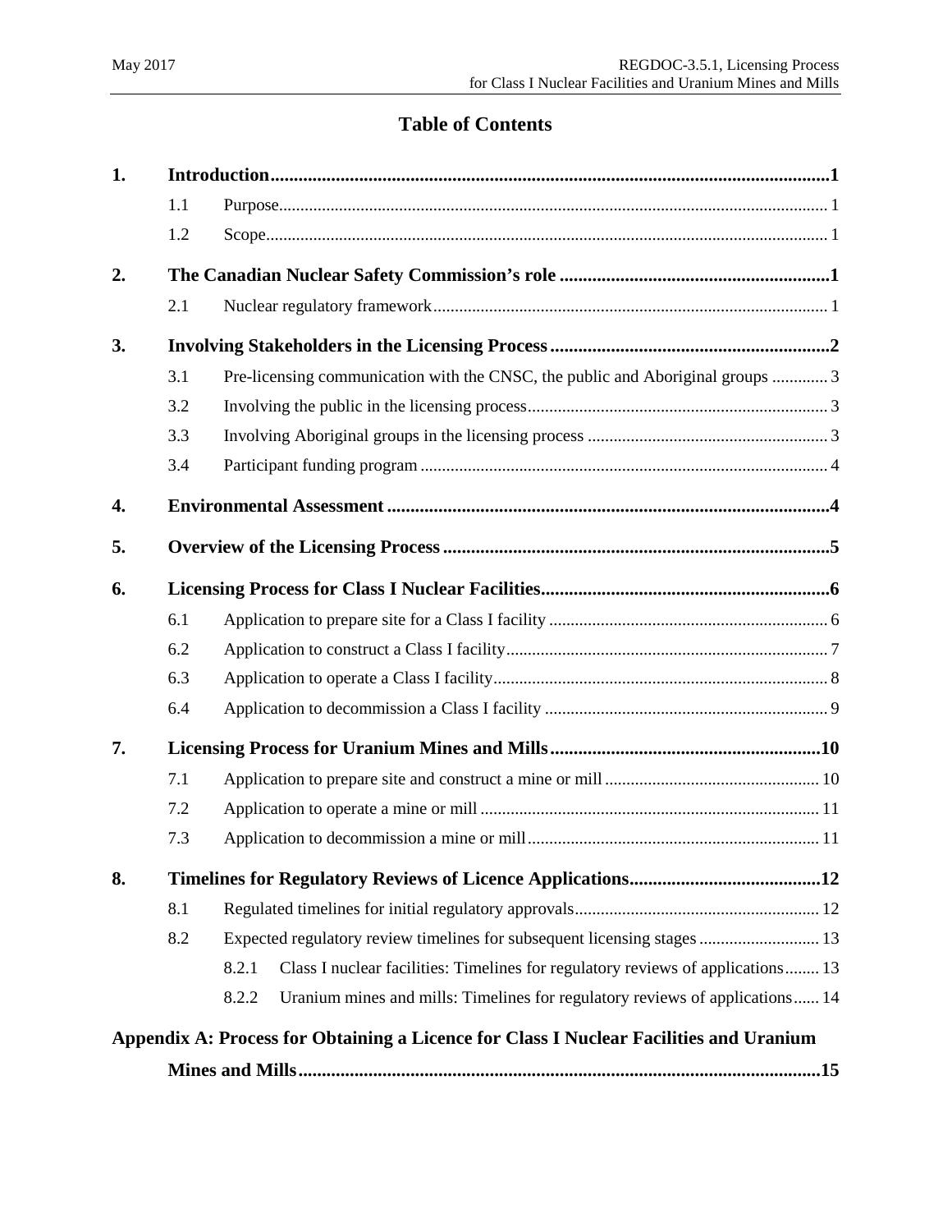# Table of Contents

| | | | |
|---|---|---|---|
| **1.** | **Introduction** | | **1** |
| | 1.1 | Purpose | 1 |
| | 1.2 | Scope | 1 |
| **2.** | **The Canadian Nuclear Safety Commission's role** | | **1** |
| | 2.1 | Nuclear regulatory framework | 1 |
| **3.** | **Involving Stakeholders in the Licensing Process** | | **2** |
| | 3.1 | Pre-licensing communication with the CNSC, the public and Aboriginal groups | 3 |
| | 3.2 | Involving the public in the licensing process | 3 |
| | 3.3 | Involving Aboriginal groups in the licensing process | 3 |
| | 3.4 | Participant funding program | 4 |
| **4.** | **Environmental Assessment** | | **4** |
| **5.** | **Overview of the Licensing Process** | | **5** |
| **6.** | **Licensing Process for Class I Nuclear Facilities** | | **6** |
| | 6.1 | Application to prepare site for a Class I facility | 6 |
| | 6.2 | Application to construct a Class I facility | 7 |
| | 6.3 | Application to operate a Class I facility | 8 |
| | 6.4 | Application to decommission a Class I facility | 9 |
| **7.** | **Licensing Process for Uranium Mines and Mills** | | **10** |
| | 7.1 | Application to prepare site and construct a mine or mill | 10 |
| | 7.2 | Application to operate a mine or mill | 11 |
| | 7.3 | Application to decommission a mine or mill | 11 |
| **8.** | **Timelines for Regulatory Reviews of Licence Applications** | | **12** |
| | 8.1 | Regulated timelines for initial regulatory approvals | 12 |
| | 8.2 | Expected regulatory review timelines for subsequent licensing stages | 13 |
| | | 8.2.1 Class I nuclear facilities: Timelines for regulatory reviews of applications | 13 |
| | | 8.2.2 Uranium mines and mills: Timelines for regulatory reviews of applications | 14 |
| **Appendix A: Process for Obtaining a Licence for Class I Nuclear Facilities and Uranium Mines and Mills** | | | **15** |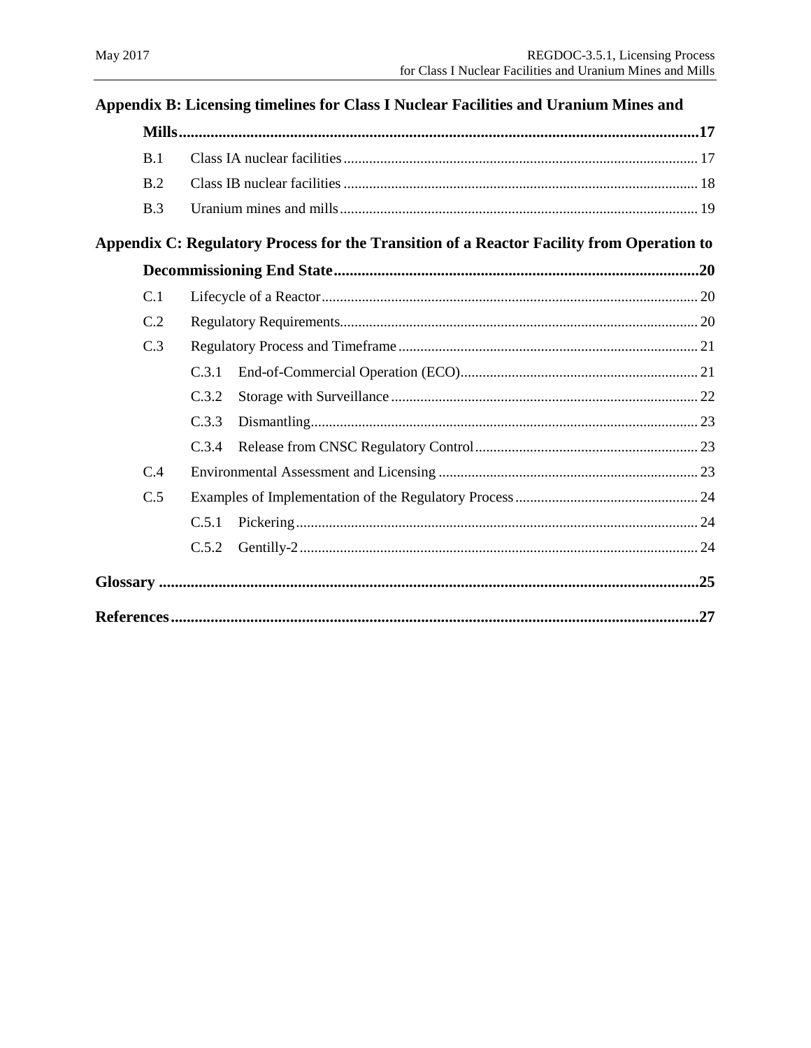**Appendix B: Licensing timelines for Class I Nuclear Facilities and Uranium Mines and Mills** ..... 17

- B.1 Class IA nuclear facilities ..... 17
- B.2 Class IB nuclear facilities ..... 18
- B.3 Uranium mines and mills ..... 19

**Appendix C: Regulatory Process for the Transition of a Reactor Facility from Operation to Decommissioning End State** ..... 20

- C.1 Lifecycle of a Reactor ..... 20
- C.2 Regulatory Requirements ..... 20
- C.3 Regulatory Process and Timeframe ..... 21
  - C.3.1 End-of-Commercial Operation (ECO) ..... 21
  - C.3.2 Storage with Surveillance ..... 22
  - C.3.3 Dismantling ..... 23
  - C.3.4 Release from CNSC Regulatory Control ..... 23
- C.4 Environmental Assessment and Licensing ..... 23
- C.5 Examples of Implementation of the Regulatory Process ..... 24
  - C.5.1 Pickering ..... 24
  - C.5.2 Gentilly-2 ..... 24

**Glossary** ..... 25

**References** ..... 27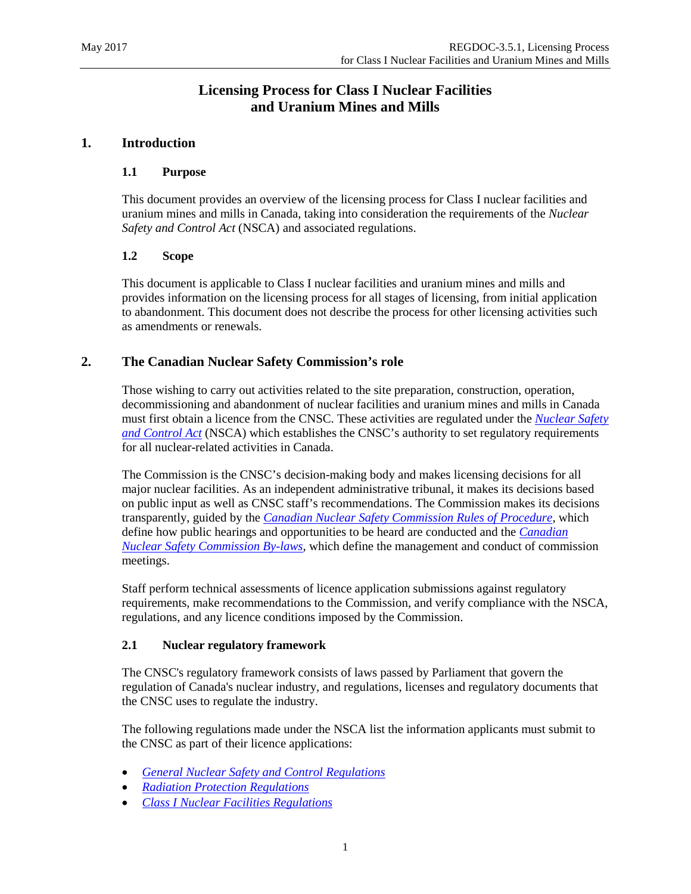# Licensing Process for Class I Nuclear Facilities and Uranium Mines and Mills

## 1. Introduction

### 1.1 Purpose

This document provides an overview of the licensing process for Class I nuclear facilities and uranium mines and mills in Canada, taking into consideration the requirements of the *Nuclear Safety and Control Act* (NSCA) and associated regulations.

### 1.2 Scope

This document is applicable to Class I nuclear facilities and uranium mines and mills and provides information on the licensing process for all stages of licensing, from initial application to abandonment. This document does not describe the process for other licensing activities such as amendments or renewals.

## 2. The Canadian Nuclear Safety Commission's role

Those wishing to carry out activities related to the site preparation, construction, operation, decommissioning and abandonment of nuclear facilities and uranium mines and mills in Canada must first obtain a licence from the CNSC. These activities are regulated under the *Nuclear Safety and Control Act* (NSCA) which establishes the CNSC's authority to set regulatory requirements for all nuclear-related activities in Canada.

The Commission is the CNSC's decision-making body and makes licensing decisions for all major nuclear facilities. As an independent administrative tribunal, it makes its decisions based on public input as well as CNSC staff's recommendations. The Commission makes its decisions transparently, guided by the *Canadian Nuclear Safety Commission Rules of Procedure*, which define how public hearings and opportunities to be heard are conducted and the *Canadian Nuclear Safety Commission By-laws*, which define the management and conduct of commission meetings.

Staff perform technical assessments of licence application submissions against regulatory requirements, make recommendations to the Commission, and verify compliance with the NSCA, regulations, and any licence conditions imposed by the Commission.

### 2.1 Nuclear regulatory framework

The CNSC's regulatory framework consists of laws passed by Parliament that govern the regulation of Canada's nuclear industry, and regulations, licenses and regulatory documents that the CNSC uses to regulate the industry.

The following regulations made under the NSCA list the information applicants must submit to the CNSC as part of their licence applications:

- *General Nuclear Safety and Control Regulations*
- *Radiation Protection Regulations*
- *Class I Nuclear Facilities Regulations*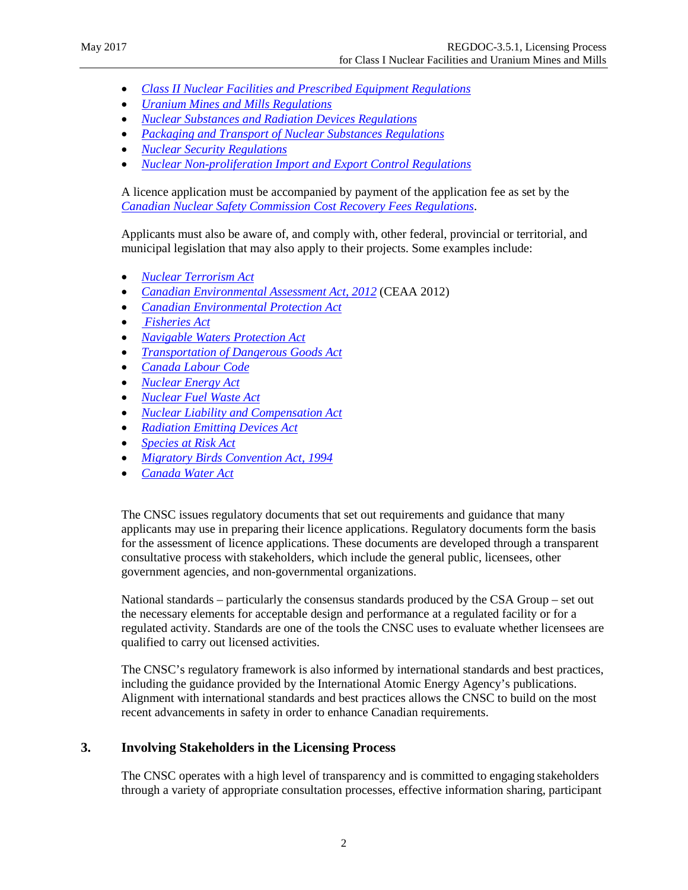- *Class II Nuclear Facilities and Prescribed Equipment Regulations*
- *Uranium Mines and Mills Regulations*
- *Nuclear Substances and Radiation Devices Regulations*
- *Packaging and Transport of Nuclear Substances Regulations*
- *Nuclear Security Regulations*
- *Nuclear Non-proliferation Import and Export Control Regulations*

A licence application must be accompanied by payment of the application fee as set by the *Canadian Nuclear Safety Commission Cost Recovery Fees Regulations*.

Applicants must also be aware of, and comply with, other federal, provincial or territorial, and municipal legislation that may also apply to their projects. Some examples include:

- *Nuclear Terrorism Act*
- *Canadian Environmental Assessment Act, 2012* (CEAA 2012)
- *Canadian Environmental Protection Act*
- *Fisheries Act*
- *Navigable Waters Protection Act*
- *Transportation of Dangerous Goods Act*
- *Canada Labour Code*
- *Nuclear Energy Act*
- *Nuclear Fuel Waste Act*
- *Nuclear Liability and Compensation Act*
- *Radiation Emitting Devices Act*
- *Species at Risk Act*
- *Migratory Birds Convention Act, 1994*
- *Canada Water Act*

The CNSC issues regulatory documents that set out requirements and guidance that many applicants may use in preparing their licence applications. Regulatory documents form the basis for the assessment of licence applications. These documents are developed through a transparent consultative process with stakeholders, which include the general public, licensees, other government agencies, and non-governmental organizations.

National standards – particularly the consensus standards produced by the CSA Group – set out the necessary elements for acceptable design and performance at a regulated facility or for a regulated activity. Standards are one of the tools the CNSC uses to evaluate whether licensees are qualified to carry out licensed activities.

The CNSC's regulatory framework is also informed by international standards and best practices, including the guidance provided by the International Atomic Energy Agency's publications. Alignment with international standards and best practices allows the CNSC to build on the most recent advancements in safety in order to enhance Canadian requirements.

## 3. Involving Stakeholders in the Licensing Process

The CNSC operates with a high level of transparency and is committed to engaging stakeholders through a variety of appropriate consultation processes, effective information sharing, participant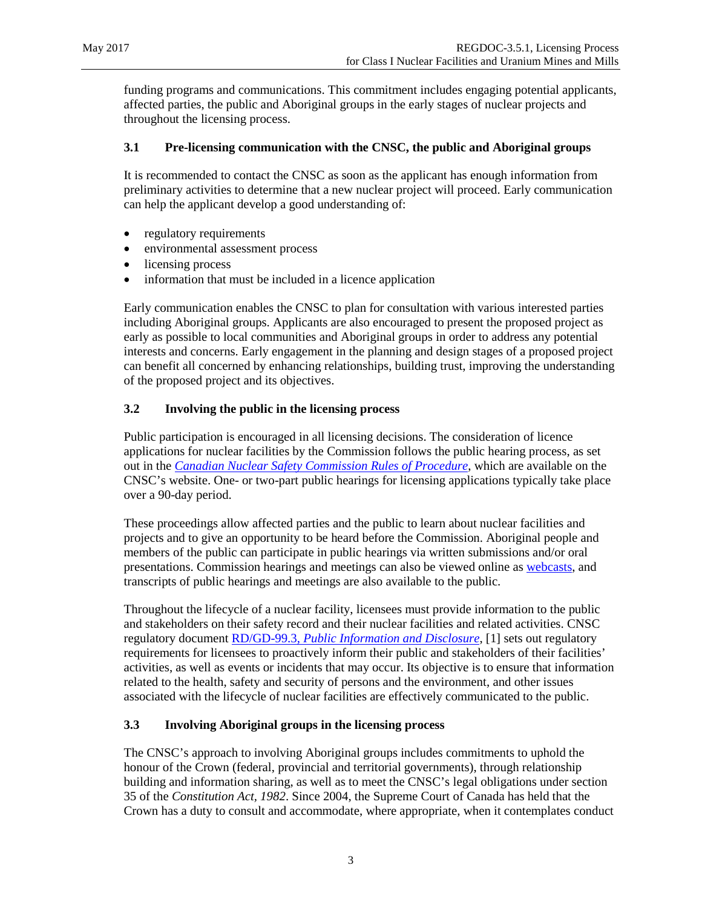funding programs and communications. This commitment includes engaging potential applicants, affected parties, the public and Aboriginal groups in the early stages of nuclear projects and throughout the licensing process.

### 3.1 Pre-licensing communication with the CNSC, the public and Aboriginal groups

It is recommended to contact the CNSC as soon as the applicant has enough information from preliminary activities to determine that a new nuclear project will proceed. Early communication can help the applicant develop a good understanding of:

- regulatory requirements
- environmental assessment process
- licensing process
- information that must be included in a licence application

Early communication enables the CNSC to plan for consultation with various interested parties including Aboriginal groups. Applicants are also encouraged to present the proposed project as early as possible to local communities and Aboriginal groups in order to address any potential interests and concerns. Early engagement in the planning and design stages of a proposed project can benefit all concerned by enhancing relationships, building trust, improving the understanding of the proposed project and its objectives.

### 3.2 Involving the public in the licensing process

Public participation is encouraged in all licensing decisions. The consideration of licence applications for nuclear facilities by the Commission follows the public hearing process, as set out in the *Canadian Nuclear Safety Commission Rules of Procedure*, which are available on the CNSC's website. One- or two-part public hearings for licensing applications typically take place over a 90-day period.

These proceedings allow affected parties and the public to learn about nuclear facilities and projects and to give an opportunity to be heard before the Commission. Aboriginal people and members of the public can participate in public hearings via written submissions and/or oral presentations. Commission hearings and meetings can also be viewed online as webcasts, and transcripts of public hearings and meetings are also available to the public.

Throughout the lifecycle of a nuclear facility, licensees must provide information to the public and stakeholders on their safety record and their nuclear facilities and related activities. CNSC regulatory document RD/GD-99.3, *Public Information and Disclosure*, [1] sets out regulatory requirements for licensees to proactively inform their public and stakeholders of their facilities' activities, as well as events or incidents that may occur. Its objective is to ensure that information related to the health, safety and security of persons and the environment, and other issues associated with the lifecycle of nuclear facilities are effectively communicated to the public.

### 3.3 Involving Aboriginal groups in the licensing process

The CNSC's approach to involving Aboriginal groups includes commitments to uphold the honour of the Crown (federal, provincial and territorial governments), through relationship building and information sharing, as well as to meet the CNSC's legal obligations under section 35 of the *Constitution Act, 1982*. Since 2004, the Supreme Court of Canada has held that the Crown has a duty to consult and accommodate, where appropriate, when it contemplates conduct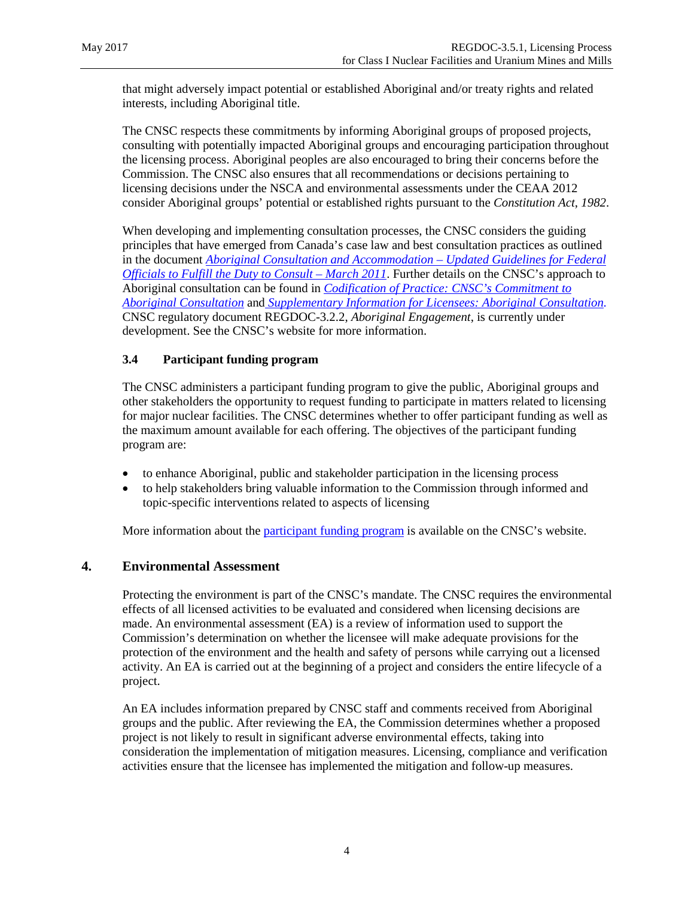that might adversely impact potential or established Aboriginal and/or treaty rights and related interests, including Aboriginal title.

The CNSC respects these commitments by informing Aboriginal groups of proposed projects, consulting with potentially impacted Aboriginal groups and encouraging participation throughout the licensing process. Aboriginal peoples are also encouraged to bring their concerns before the Commission. The CNSC also ensures that all recommendations or decisions pertaining to licensing decisions under the NSCA and environmental assessments under the CEAA 2012 consider Aboriginal groups' potential or established rights pursuant to the *Constitution Act, 1982*.

When developing and implementing consultation processes, the CNSC considers the guiding principles that have emerged from Canada's case law and best consultation practices as outlined in the document *Aboriginal Consultation and Accommodation – Updated Guidelines for Federal Officials to Fulfill the Duty to Consult – March 2011*. Further details on the CNSC's approach to Aboriginal consultation can be found in *Codification of Practice: CNSC's Commitment to Aboriginal Consultation* and *Supplementary Information for Licensees: Aboriginal Consultation.* CNSC regulatory document REGDOC-3.2.2, *Aboriginal Engagement*, is currently under development. See the CNSC's website for more information.

### 3.4 Participant funding program

The CNSC administers a participant funding program to give the public, Aboriginal groups and other stakeholders the opportunity to request funding to participate in matters related to licensing for major nuclear facilities. The CNSC determines whether to offer participant funding as well as the maximum amount available for each offering. The objectives of the participant funding program are:

- to enhance Aboriginal, public and stakeholder participation in the licensing process
- to help stakeholders bring valuable information to the Commission through informed and topic-specific interventions related to aspects of licensing

More information about the participant funding program is available on the CNSC's website.

## 4. Environmental Assessment

Protecting the environment is part of the CNSC's mandate. The CNSC requires the environmental effects of all licensed activities to be evaluated and considered when licensing decisions are made. An environmental assessment (EA) is a review of information used to support the Commission's determination on whether the licensee will make adequate provisions for the protection of the environment and the health and safety of persons while carrying out a licensed activity. An EA is carried out at the beginning of a project and considers the entire lifecycle of a project.

An EA includes information prepared by CNSC staff and comments received from Aboriginal groups and the public. After reviewing the EA, the Commission determines whether a proposed project is not likely to result in significant adverse environmental effects, taking into consideration the implementation of mitigation measures. Licensing, compliance and verification activities ensure that the licensee has implemented the mitigation and follow-up measures.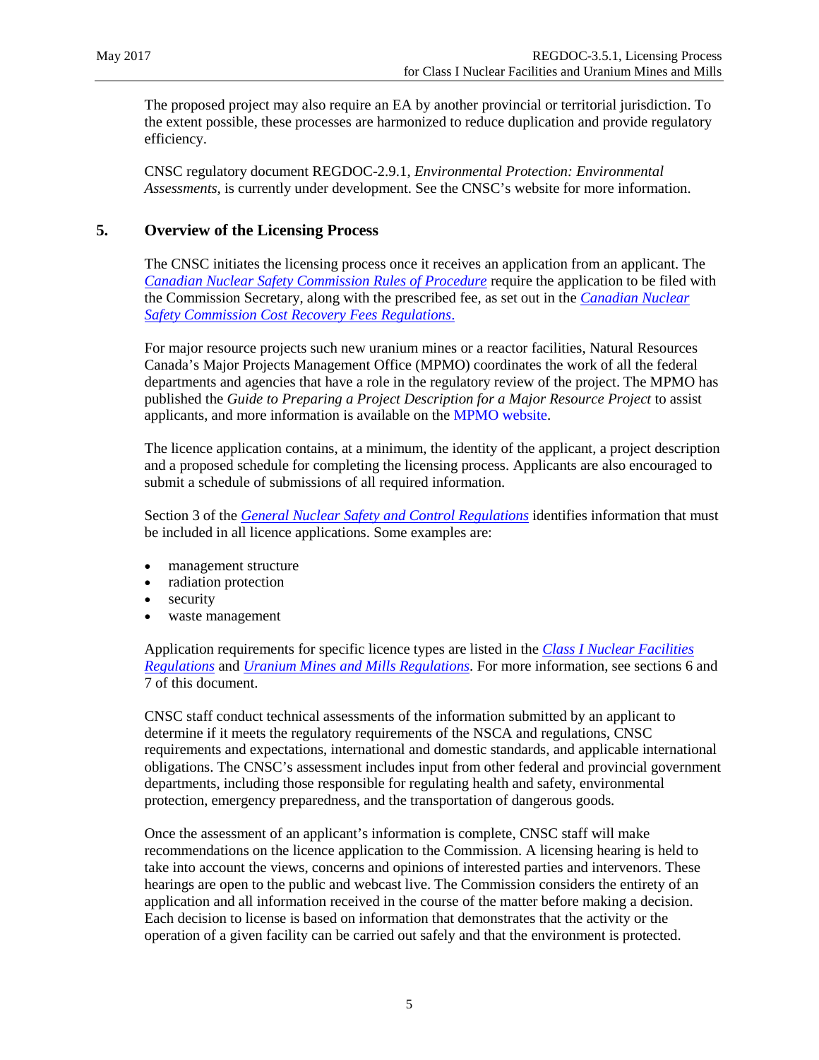The proposed project may also require an EA by another provincial or territorial jurisdiction. To the extent possible, these processes are harmonized to reduce duplication and provide regulatory efficiency.

CNSC regulatory document REGDOC-2.9.1, *Environmental Protection: Environmental Assessments*, is currently under development. See the CNSC's website for more information.

## 5. Overview of the Licensing Process

The CNSC initiates the licensing process once it receives an application from an applicant. The *Canadian Nuclear Safety Commission Rules of Procedure* require the application to be filed with the Commission Secretary, along with the prescribed fee, as set out in the *Canadian Nuclear Safety Commission Cost Recovery Fees Regulations*.

For major resource projects such new uranium mines or a reactor facilities, Natural Resources Canada's Major Projects Management Office (MPMO) coordinates the work of all the federal departments and agencies that have a role in the regulatory review of the project. The MPMO has published the *Guide to Preparing a Project Description for a Major Resource Project* to assist applicants, and more information is available on the MPMO website.

The licence application contains, at a minimum, the identity of the applicant, a project description and a proposed schedule for completing the licensing process. Applicants are also encouraged to submit a schedule of submissions of all required information.

Section 3 of the *General Nuclear Safety and Control Regulations* identifies information that must be included in all licence applications. Some examples are:

- management structure
- radiation protection
- security
- waste management

Application requirements for specific licence types are listed in the *Class I Nuclear Facilities Regulations* and *Uranium Mines and Mills Regulations*. For more information, see sections 6 and 7 of this document.

CNSC staff conduct technical assessments of the information submitted by an applicant to determine if it meets the regulatory requirements of the NSCA and regulations, CNSC requirements and expectations, international and domestic standards, and applicable international obligations. The CNSC's assessment includes input from other federal and provincial government departments, including those responsible for regulating health and safety, environmental protection, emergency preparedness, and the transportation of dangerous goods.

Once the assessment of an applicant's information is complete, CNSC staff will make recommendations on the licence application to the Commission. A licensing hearing is held to take into account the views, concerns and opinions of interested parties and intervenors. These hearings are open to the public and webcast live. The Commission considers the entirety of an application and all information received in the course of the matter before making a decision. Each decision to license is based on information that demonstrates that the activity or the operation of a given facility can be carried out safely and that the environment is protected.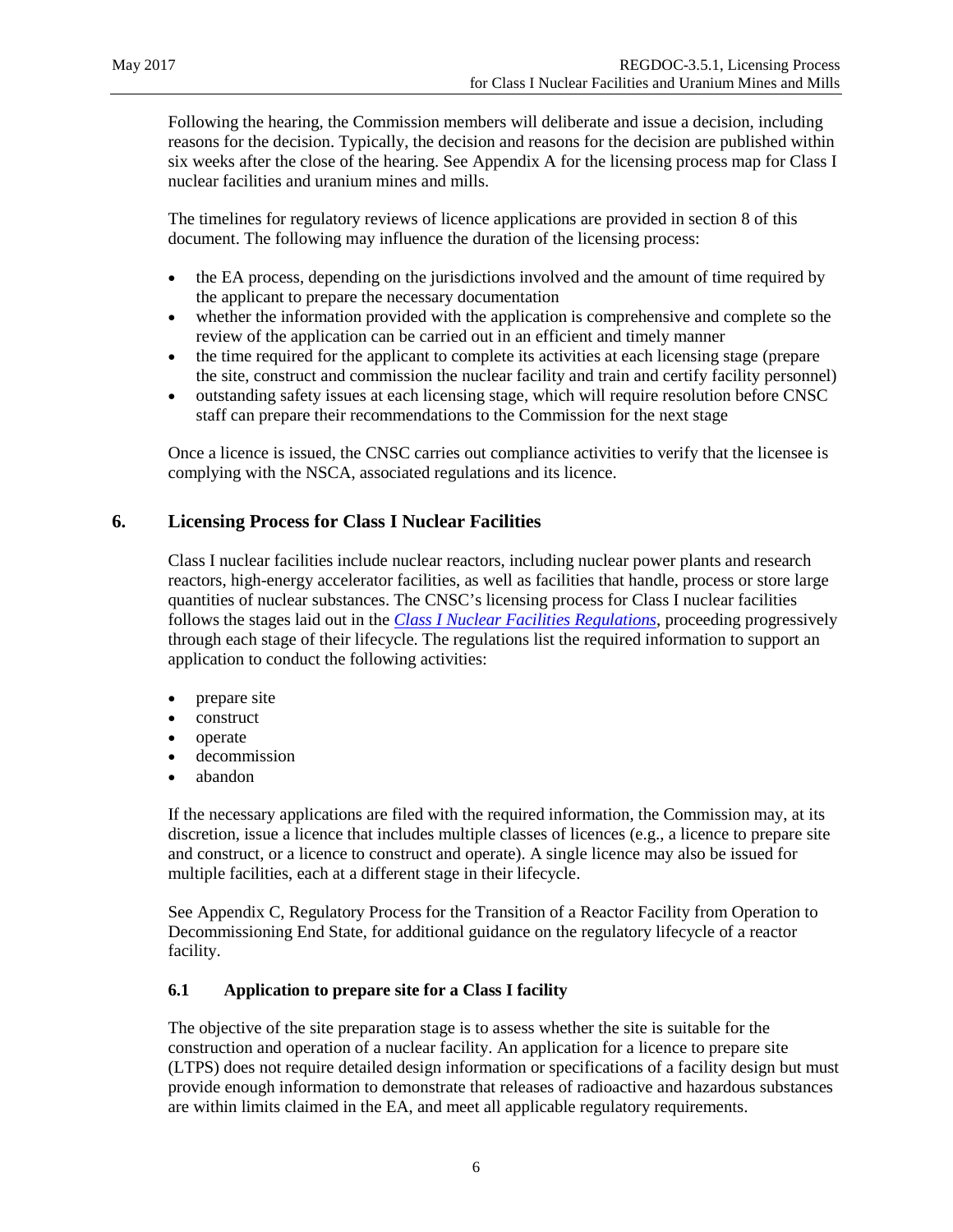Following the hearing, the Commission members will deliberate and issue a decision, including reasons for the decision. Typically, the decision and reasons for the decision are published within six weeks after the close of the hearing. See Appendix A for the licensing process map for Class I nuclear facilities and uranium mines and mills.

The timelines for regulatory reviews of licence applications are provided in section 8 of this document. The following may influence the duration of the licensing process:

- the EA process, depending on the jurisdictions involved and the amount of time required by the applicant to prepare the necessary documentation
- whether the information provided with the application is comprehensive and complete so the review of the application can be carried out in an efficient and timely manner
- the time required for the applicant to complete its activities at each licensing stage (prepare the site, construct and commission the nuclear facility and train and certify facility personnel)
- outstanding safety issues at each licensing stage, which will require resolution before CNSC staff can prepare their recommendations to the Commission for the next stage

Once a licence is issued, the CNSC carries out compliance activities to verify that the licensee is complying with the NSCA, associated regulations and its licence.

## 6. Licensing Process for Class I Nuclear Facilities

Class I nuclear facilities include nuclear reactors, including nuclear power plants and research reactors, high-energy accelerator facilities, as well as facilities that handle, process or store large quantities of nuclear substances. The CNSC's licensing process for Class I nuclear facilities follows the stages laid out in the *Class I Nuclear Facilities Regulations*, proceeding progressively through each stage of their lifecycle. The regulations list the required information to support an application to conduct the following activities:

- prepare site
- construct
- operate
- decommission
- abandon

If the necessary applications are filed with the required information, the Commission may, at its discretion, issue a licence that includes multiple classes of licences (e.g., a licence to prepare site and construct, or a licence to construct and operate). A single licence may also be issued for multiple facilities, each at a different stage in their lifecycle.

See Appendix C, Regulatory Process for the Transition of a Reactor Facility from Operation to Decommissioning End State, for additional guidance on the regulatory lifecycle of a reactor facility.

### 6.1 Application to prepare site for a Class I facility

The objective of the site preparation stage is to assess whether the site is suitable for the construction and operation of a nuclear facility. An application for a licence to prepare site (LTPS) does not require detailed design information or specifications of a facility design but must provide enough information to demonstrate that releases of radioactive and hazardous substances are within limits claimed in the EA, and meet all applicable regulatory requirements.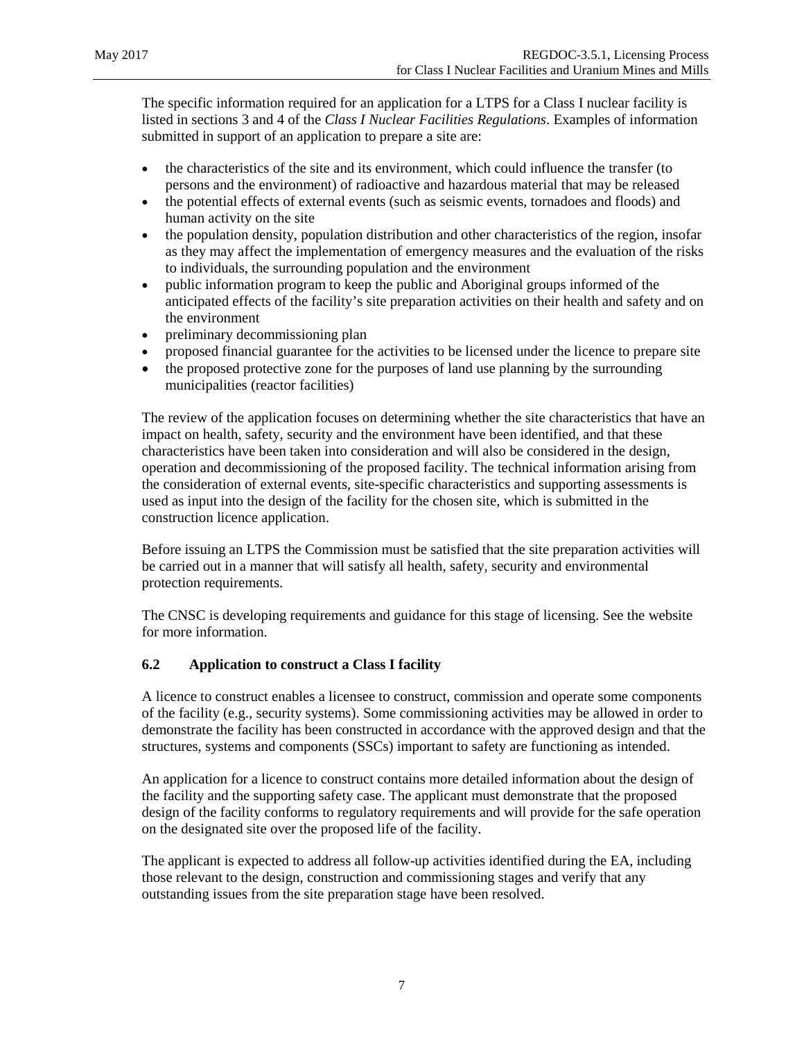The specific information required for an application for a LTPS for a Class I nuclear facility is listed in sections 3 and 4 of the *Class I Nuclear Facilities Regulations*. Examples of information submitted in support of an application to prepare a site are:

- the characteristics of the site and its environment, which could influence the transfer (to persons and the environment) of radioactive and hazardous material that may be released
- the potential effects of external events (such as seismic events, tornadoes and floods) and human activity on the site
- the population density, population distribution and other characteristics of the region, insofar as they may affect the implementation of emergency measures and the evaluation of the risks to individuals, the surrounding population and the environment
- public information program to keep the public and Aboriginal groups informed of the anticipated effects of the facility's site preparation activities on their health and safety and on the environment
- preliminary decommissioning plan
- proposed financial guarantee for the activities to be licensed under the licence to prepare site
- the proposed protective zone for the purposes of land use planning by the surrounding municipalities (reactor facilities)

The review of the application focuses on determining whether the site characteristics that have an impact on health, safety, security and the environment have been identified, and that these characteristics have been taken into consideration and will also be considered in the design, operation and decommissioning of the proposed facility. The technical information arising from the consideration of external events, site-specific characteristics and supporting assessments is used as input into the design of the facility for the chosen site, which is submitted in the construction licence application.

Before issuing an LTPS the Commission must be satisfied that the site preparation activities will be carried out in a manner that will satisfy all health, safety, security and environmental protection requirements.

The CNSC is developing requirements and guidance for this stage of licensing. See the website for more information.

### 6.2 Application to construct a Class I facility

A licence to construct enables a licensee to construct, commission and operate some components of the facility (e.g., security systems). Some commissioning activities may be allowed in order to demonstrate the facility has been constructed in accordance with the approved design and that the structures, systems and components (SSCs) important to safety are functioning as intended.

An application for a licence to construct contains more detailed information about the design of the facility and the supporting safety case. The applicant must demonstrate that the proposed design of the facility conforms to regulatory requirements and will provide for the safe operation on the designated site over the proposed life of the facility.

The applicant is expected to address all follow-up activities identified during the EA, including those relevant to the design, construction and commissioning stages and verify that any outstanding issues from the site preparation stage have been resolved.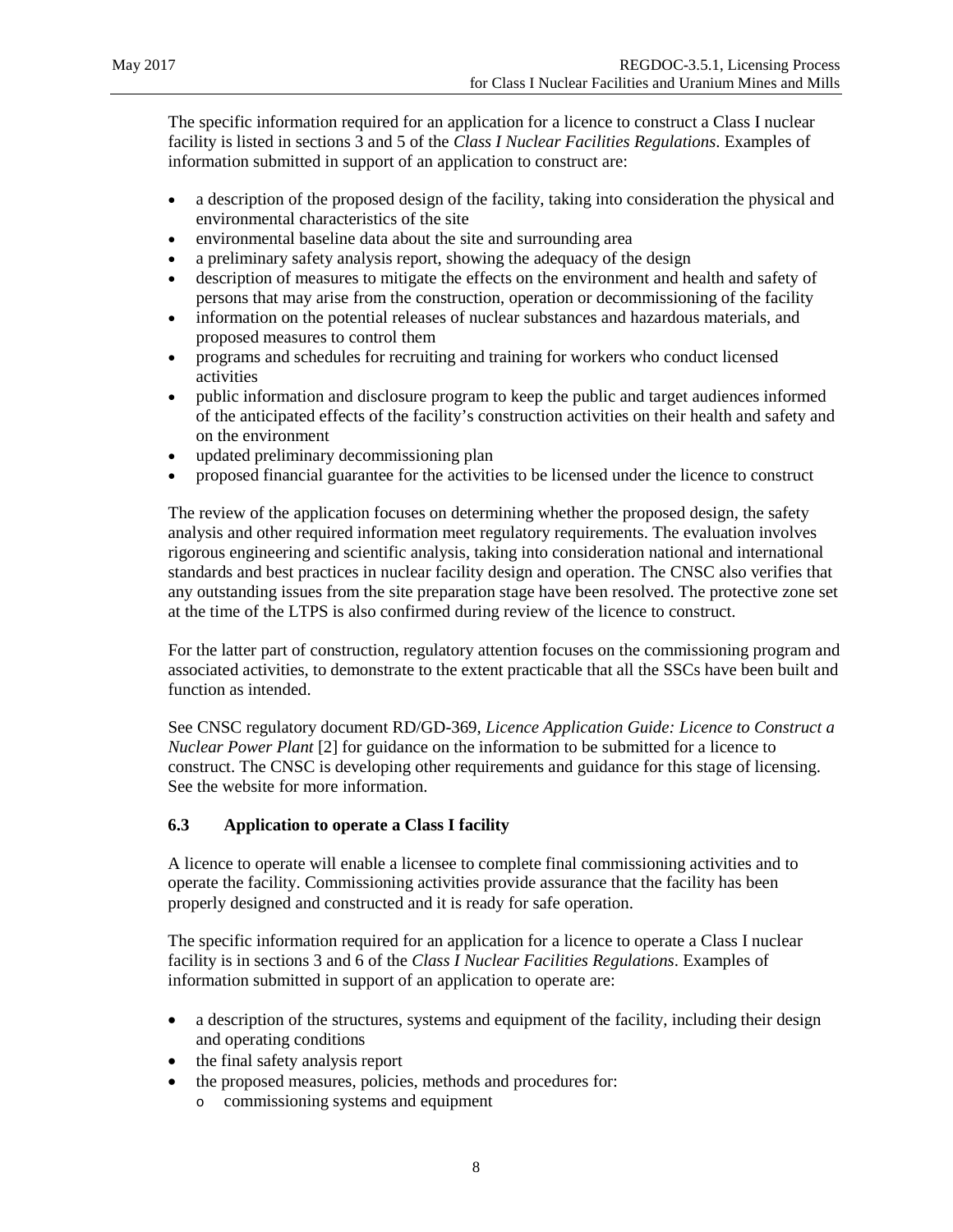The specific information required for an application for a licence to construct a Class I nuclear facility is listed in sections 3 and 5 of the *Class I Nuclear Facilities Regulations*. Examples of information submitted in support of an application to construct are:

- a description of the proposed design of the facility, taking into consideration the physical and environmental characteristics of the site
- environmental baseline data about the site and surrounding area
- a preliminary safety analysis report, showing the adequacy of the design
- description of measures to mitigate the effects on the environment and health and safety of persons that may arise from the construction, operation or decommissioning of the facility
- information on the potential releases of nuclear substances and hazardous materials, and proposed measures to control them
- programs and schedules for recruiting and training for workers who conduct licensed activities
- public information and disclosure program to keep the public and target audiences informed of the anticipated effects of the facility's construction activities on their health and safety and on the environment
- updated preliminary decommissioning plan
- proposed financial guarantee for the activities to be licensed under the licence to construct

The review of the application focuses on determining whether the proposed design, the safety analysis and other required information meet regulatory requirements. The evaluation involves rigorous engineering and scientific analysis, taking into consideration national and international standards and best practices in nuclear facility design and operation. The CNSC also verifies that any outstanding issues from the site preparation stage have been resolved. The protective zone set at the time of the LTPS is also confirmed during review of the licence to construct.

For the latter part of construction, regulatory attention focuses on the commissioning program and associated activities, to demonstrate to the extent practicable that all the SSCs have been built and function as intended.

See CNSC regulatory document RD/GD-369, *Licence Application Guide: Licence to Construct a Nuclear Power Plant* [2] for guidance on the information to be submitted for a licence to construct. The CNSC is developing other requirements and guidance for this stage of licensing. See the website for more information.

### 6.3 Application to operate a Class I facility

A licence to operate will enable a licensee to complete final commissioning activities and to operate the facility. Commissioning activities provide assurance that the facility has been properly designed and constructed and it is ready for safe operation.

The specific information required for an application for a licence to operate a Class I nuclear facility is in sections 3 and 6 of the *Class I Nuclear Facilities Regulations*. Examples of information submitted in support of an application to operate are:

- a description of the structures, systems and equipment of the facility, including their design and operating conditions
- the final safety analysis report
- the proposed measures, policies, methods and procedures for:
  - commissioning systems and equipment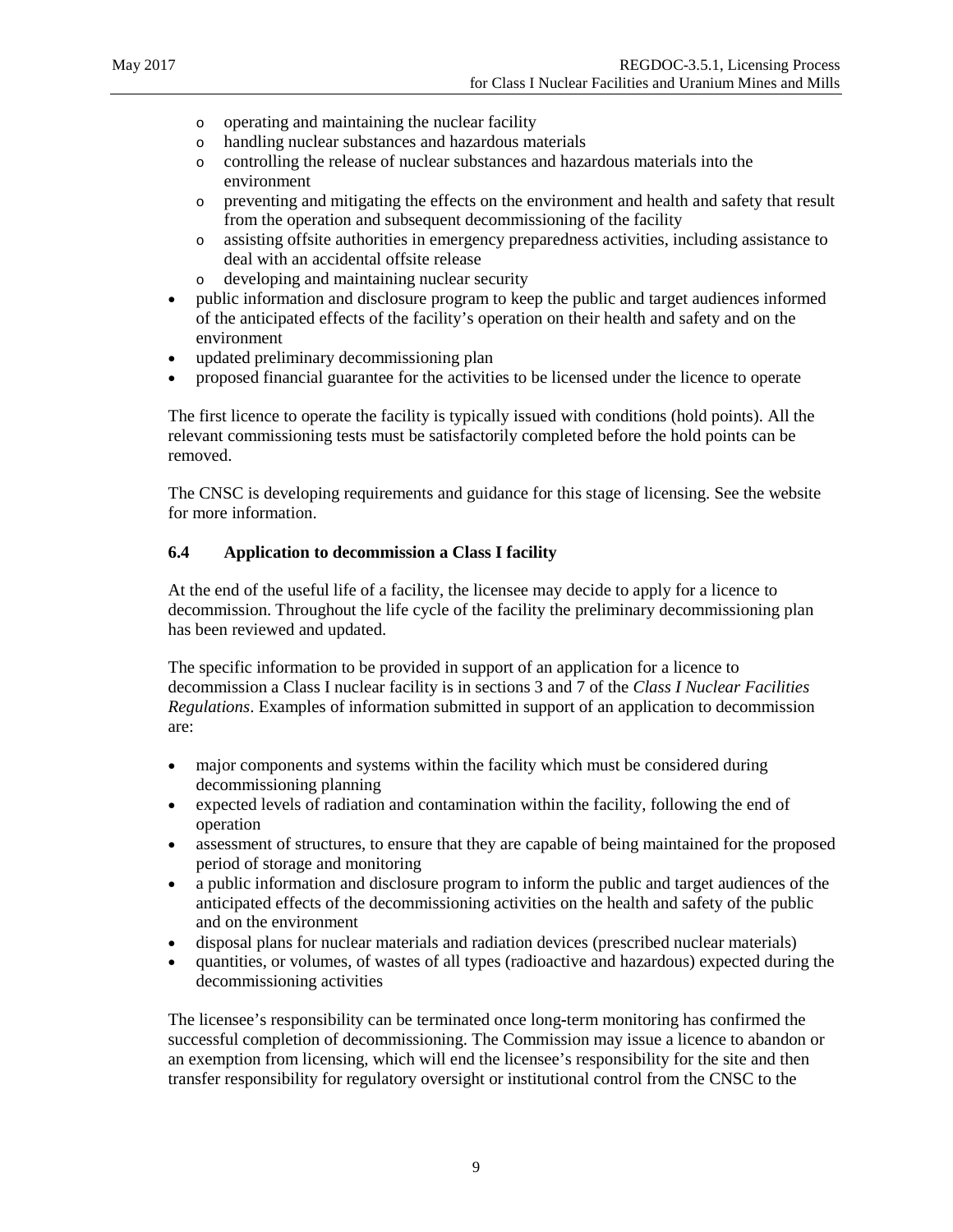- operating and maintaining the nuclear facility
  - handling nuclear substances and hazardous materials
  - controlling the release of nuclear substances and hazardous materials into the environment
  - preventing and mitigating the effects on the environment and health and safety that result from the operation and subsequent decommissioning of the facility
  - assisting offsite authorities in emergency preparedness activities, including assistance to deal with an accidental offsite release
  - developing and maintaining nuclear security
- public information and disclosure program to keep the public and target audiences informed of the anticipated effects of the facility's operation on their health and safety and on the environment
- updated preliminary decommissioning plan
- proposed financial guarantee for the activities to be licensed under the licence to operate

The first licence to operate the facility is typically issued with conditions (hold points). All the relevant commissioning tests must be satisfactorily completed before the hold points can be removed.

The CNSC is developing requirements and guidance for this stage of licensing. See the website for more information.

### 6.4 Application to decommission a Class I facility

At the end of the useful life of a facility, the licensee may decide to apply for a licence to decommission. Throughout the life cycle of the facility the preliminary decommissioning plan has been reviewed and updated.

The specific information to be provided in support of an application for a licence to decommission a Class I nuclear facility is in sections 3 and 7 of the *Class I Nuclear Facilities Regulations*. Examples of information submitted in support of an application to decommission are:

- major components and systems within the facility which must be considered during decommissioning planning
- expected levels of radiation and contamination within the facility, following the end of operation
- assessment of structures, to ensure that they are capable of being maintained for the proposed period of storage and monitoring
- a public information and disclosure program to inform the public and target audiences of the anticipated effects of the decommissioning activities on the health and safety of the public and on the environment
- disposal plans for nuclear materials and radiation devices (prescribed nuclear materials)
- quantities, or volumes, of wastes of all types (radioactive and hazardous) expected during the decommissioning activities

The licensee's responsibility can be terminated once long-term monitoring has confirmed the successful completion of decommissioning. The Commission may issue a licence to abandon or an exemption from licensing, which will end the licensee's responsibility for the site and then transfer responsibility for regulatory oversight or institutional control from the CNSC to the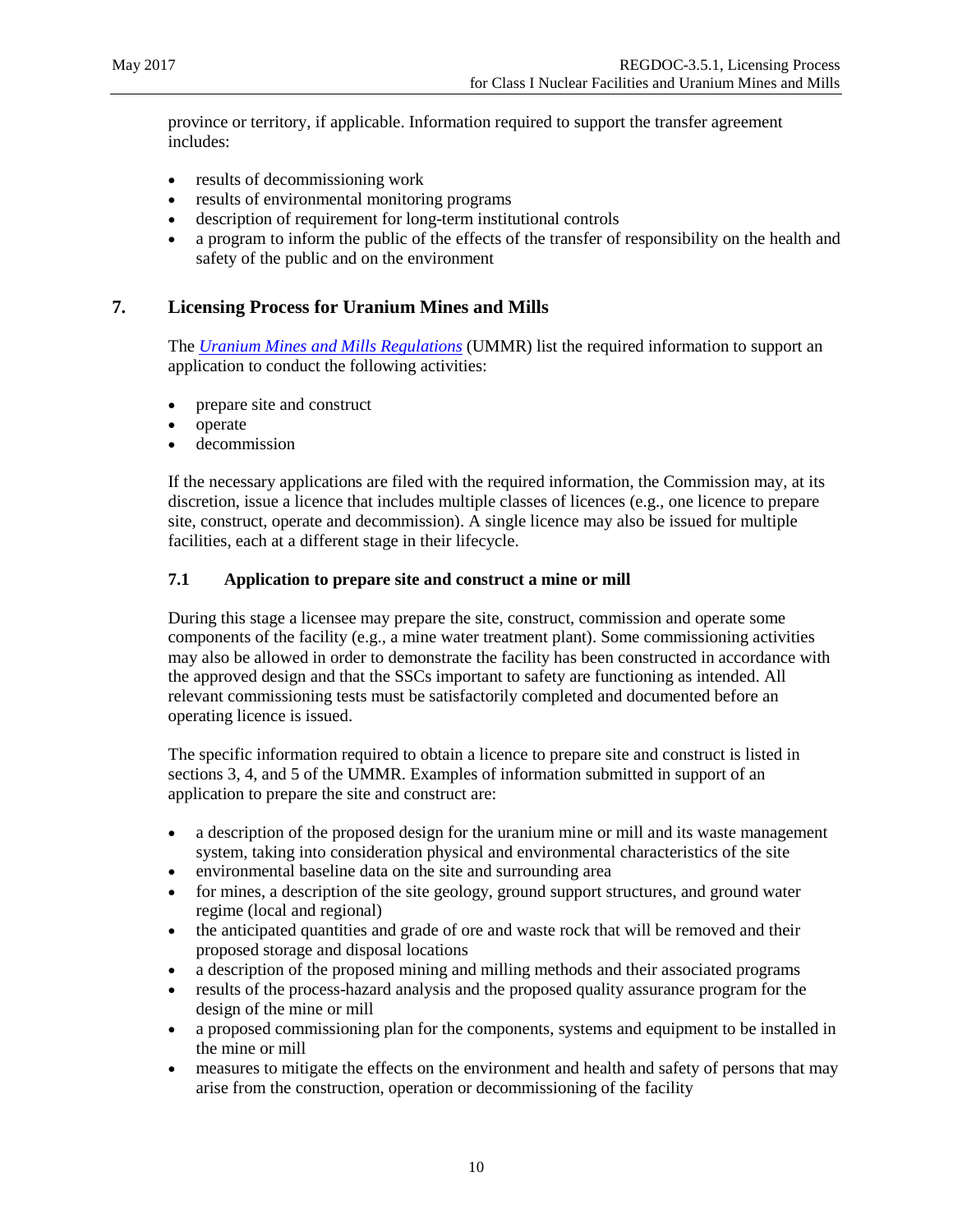province or territory, if applicable. Information required to support the transfer agreement includes:

- results of decommissioning work
- results of environmental monitoring programs
- description of requirement for long-term institutional controls
- a program to inform the public of the effects of the transfer of responsibility on the health and safety of the public and on the environment

## 7. Licensing Process for Uranium Mines and Mills

The *Uranium Mines and Mills Regulations* (UMMR) list the required information to support an application to conduct the following activities:

- prepare site and construct
- operate
- decommission

If the necessary applications are filed with the required information, the Commission may, at its discretion, issue a licence that includes multiple classes of licences (e.g., one licence to prepare site, construct, operate and decommission). A single licence may also be issued for multiple facilities, each at a different stage in their lifecycle.

### 7.1 Application to prepare site and construct a mine or mill

During this stage a licensee may prepare the site, construct, commission and operate some components of the facility (e.g., a mine water treatment plant). Some commissioning activities may also be allowed in order to demonstrate the facility has been constructed in accordance with the approved design and that the SSCs important to safety are functioning as intended. All relevant commissioning tests must be satisfactorily completed and documented before an operating licence is issued.

The specific information required to obtain a licence to prepare site and construct is listed in sections 3, 4, and 5 of the UMMR. Examples of information submitted in support of an application to prepare the site and construct are:

- a description of the proposed design for the uranium mine or mill and its waste management system, taking into consideration physical and environmental characteristics of the site
- environmental baseline data on the site and surrounding area
- for mines, a description of the site geology, ground support structures, and ground water regime (local and regional)
- the anticipated quantities and grade of ore and waste rock that will be removed and their proposed storage and disposal locations
- a description of the proposed mining and milling methods and their associated programs
- results of the process-hazard analysis and the proposed quality assurance program for the design of the mine or mill
- a proposed commissioning plan for the components, systems and equipment to be installed in the mine or mill
- measures to mitigate the effects on the environment and health and safety of persons that may arise from the construction, operation or decommissioning of the facility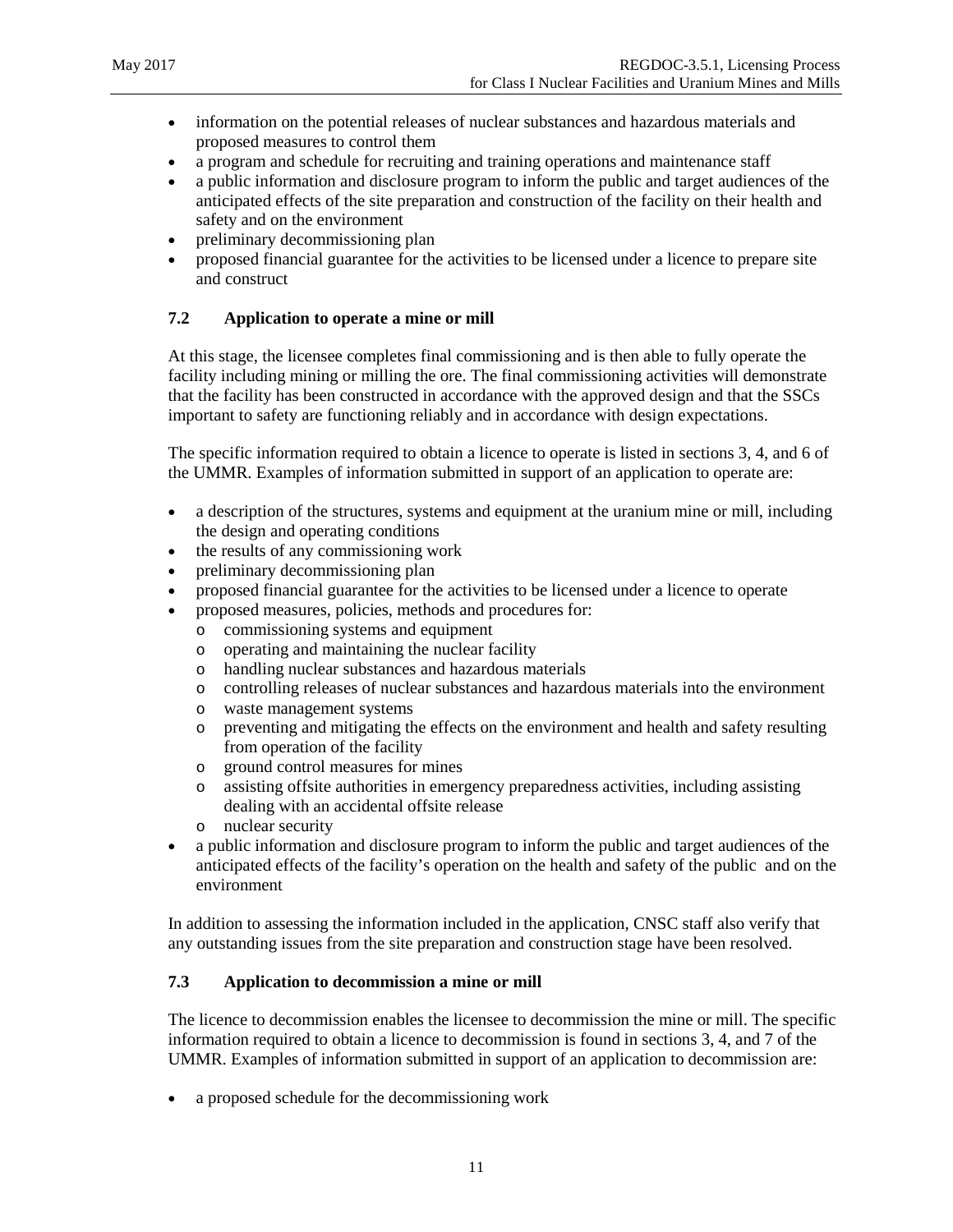- information on the potential releases of nuclear substances and hazardous materials and proposed measures to control them
- a program and schedule for recruiting and training operations and maintenance staff
- a public information and disclosure program to inform the public and target audiences of the anticipated effects of the site preparation and construction of the facility on their health and safety and on the environment
- preliminary decommissioning plan
- proposed financial guarantee for the activities to be licensed under a licence to prepare site and construct

### 7.2 Application to operate a mine or mill

At this stage, the licensee completes final commissioning and is then able to fully operate the facility including mining or milling the ore. The final commissioning activities will demonstrate that the facility has been constructed in accordance with the approved design and that the SSCs important to safety are functioning reliably and in accordance with design expectations.

The specific information required to obtain a licence to operate is listed in sections 3, 4, and 6 of the UMMR. Examples of information submitted in support of an application to operate are:

- a description of the structures, systems and equipment at the uranium mine or mill, including the design and operating conditions
- the results of any commissioning work
- preliminary decommissioning plan
- proposed financial guarantee for the activities to be licensed under a licence to operate
- proposed measures, policies, methods and procedures for:
  - commissioning systems and equipment
  - operating and maintaining the nuclear facility
  - handling nuclear substances and hazardous materials
  - controlling releases of nuclear substances and hazardous materials into the environment
  - waste management systems
  - preventing and mitigating the effects on the environment and health and safety resulting from operation of the facility
  - ground control measures for mines
  - assisting offsite authorities in emergency preparedness activities, including assisting dealing with an accidental offsite release
  - nuclear security
- a public information and disclosure program to inform the public and target audiences of the anticipated effects of the facility's operation on the health and safety of the public and on the environment

In addition to assessing the information included in the application, CNSC staff also verify that any outstanding issues from the site preparation and construction stage have been resolved.

### 7.3 Application to decommission a mine or mill

The licence to decommission enables the licensee to decommission the mine or mill. The specific information required to obtain a licence to decommission is found in sections 3, 4, and 7 of the UMMR. Examples of information submitted in support of an application to decommission are:

- a proposed schedule for the decommissioning work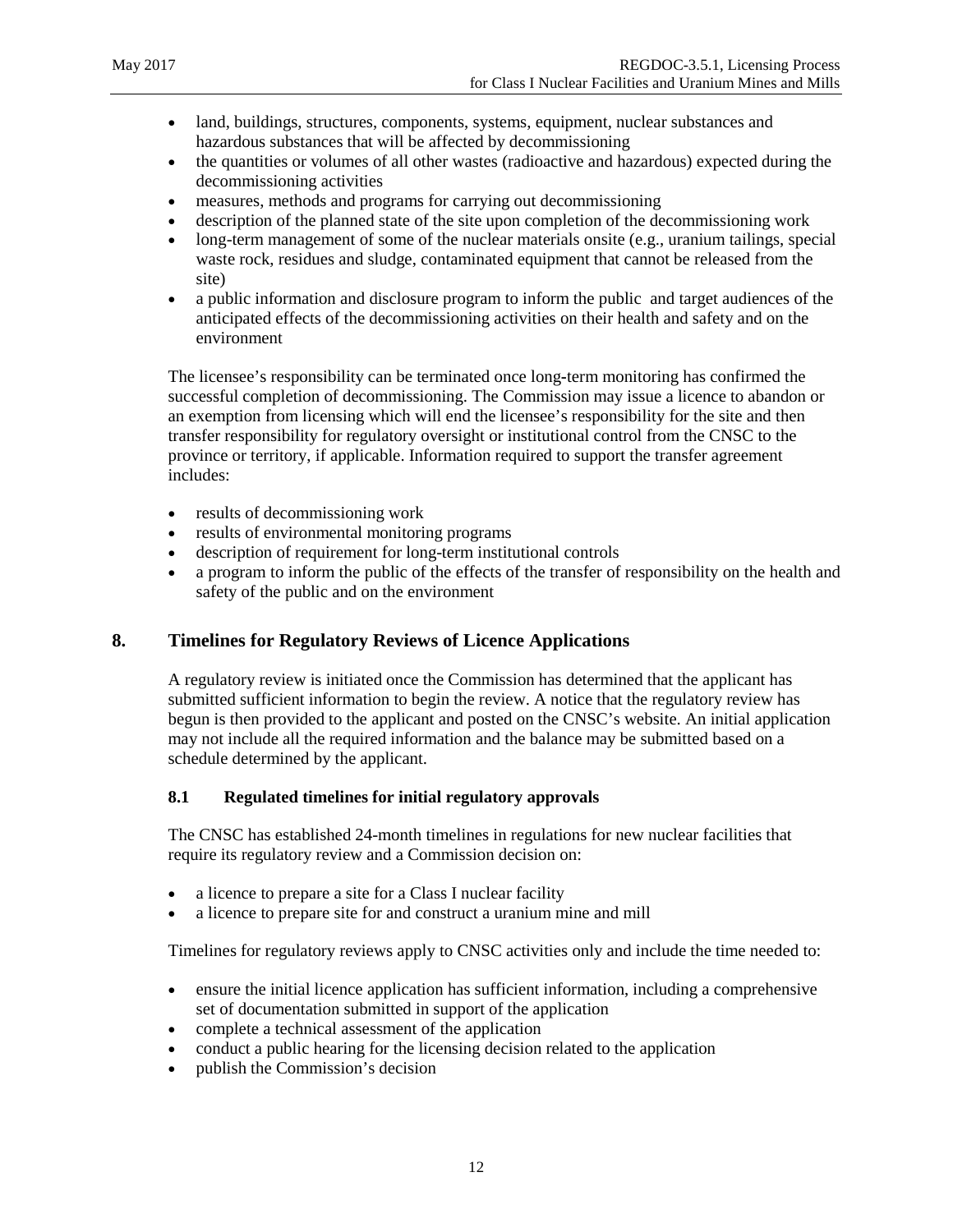- land, buildings, structures, components, systems, equipment, nuclear substances and hazardous substances that will be affected by decommissioning
- the quantities or volumes of all other wastes (radioactive and hazardous) expected during the decommissioning activities
- measures, methods and programs for carrying out decommissioning
- description of the planned state of the site upon completion of the decommissioning work
- long-term management of some of the nuclear materials onsite (e.g., uranium tailings, special waste rock, residues and sludge, contaminated equipment that cannot be released from the site)
- a public information and disclosure program to inform the public and target audiences of the anticipated effects of the decommissioning activities on their health and safety and on the environment

The licensee's responsibility can be terminated once long-term monitoring has confirmed the successful completion of decommissioning. The Commission may issue a licence to abandon or an exemption from licensing which will end the licensee's responsibility for the site and then transfer responsibility for regulatory oversight or institutional control from the CNSC to the province or territory, if applicable. Information required to support the transfer agreement includes:

- results of decommissioning work
- results of environmental monitoring programs
- description of requirement for long-term institutional controls
- a program to inform the public of the effects of the transfer of responsibility on the health and safety of the public and on the environment

## 8. Timelines for Regulatory Reviews of Licence Applications

A regulatory review is initiated once the Commission has determined that the applicant has submitted sufficient information to begin the review. A notice that the regulatory review has begun is then provided to the applicant and posted on the CNSC's website. An initial application may not include all the required information and the balance may be submitted based on a schedule determined by the applicant.

### 8.1 Regulated timelines for initial regulatory approvals

The CNSC has established 24-month timelines in regulations for new nuclear facilities that require its regulatory review and a Commission decision on:

- a licence to prepare a site for a Class I nuclear facility
- a licence to prepare site for and construct a uranium mine and mill

Timelines for regulatory reviews apply to CNSC activities only and include the time needed to:

- ensure the initial licence application has sufficient information, including a comprehensive set of documentation submitted in support of the application
- complete a technical assessment of the application
- conduct a public hearing for the licensing decision related to the application
- publish the Commission's decision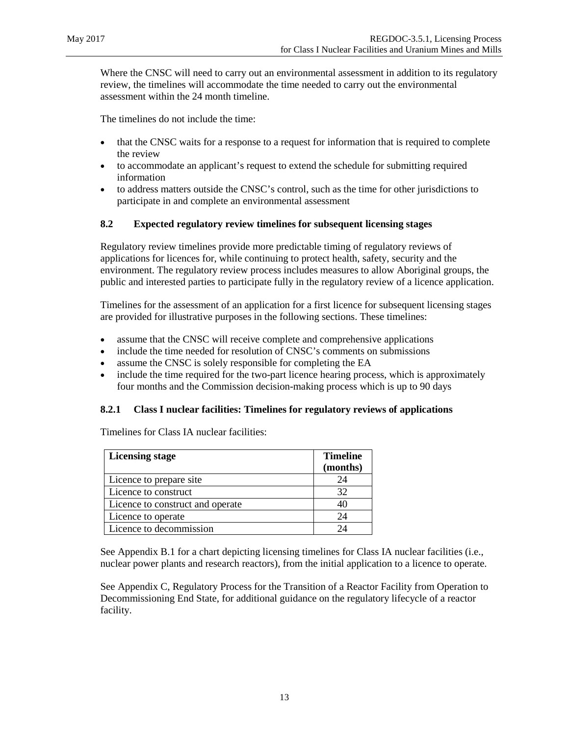Where the CNSC will need to carry out an environmental assessment in addition to its regulatory review, the timelines will accommodate the time needed to carry out the environmental assessment within the 24 month timeline.

The timelines do not include the time:

- that the CNSC waits for a response to a request for information that is required to complete the review
- to accommodate an applicant's request to extend the schedule for submitting required information
- to address matters outside the CNSC's control, such as the time for other jurisdictions to participate in and complete an environmental assessment

### 8.2 Expected regulatory review timelines for subsequent licensing stages

Regulatory review timelines provide more predictable timing of regulatory reviews of applications for licences for, while continuing to protect health, safety, security and the environment. The regulatory review process includes measures to allow Aboriginal groups, the public and interested parties to participate fully in the regulatory review of a licence application.

Timelines for the assessment of an application for a first licence for subsequent licensing stages are provided for illustrative purposes in the following sections. These timelines:

- assume that the CNSC will receive complete and comprehensive applications
- include the time needed for resolution of CNSC's comments on submissions
- assume the CNSC is solely responsible for completing the EA
- include the time required for the two-part licence hearing process, which is approximately four months and the Commission decision-making process which is up to 90 days

#### 8.2.1 Class I nuclear facilities: Timelines for regulatory reviews of applications

Timelines for Class IA nuclear facilities:

| Licensing stage | Timeline (months) |
|---|---|
| Licence to prepare site | 24 |
| Licence to construct | 32 |
| Licence to construct and operate | 40 |
| Licence to operate | 24 |
| Licence to decommission | 24 |

See Appendix B.1 for a chart depicting licensing timelines for Class IA nuclear facilities (i.e., nuclear power plants and research reactors), from the initial application to a licence to operate.

See Appendix C, Regulatory Process for the Transition of a Reactor Facility from Operation to Decommissioning End State, for additional guidance on the regulatory lifecycle of a reactor facility.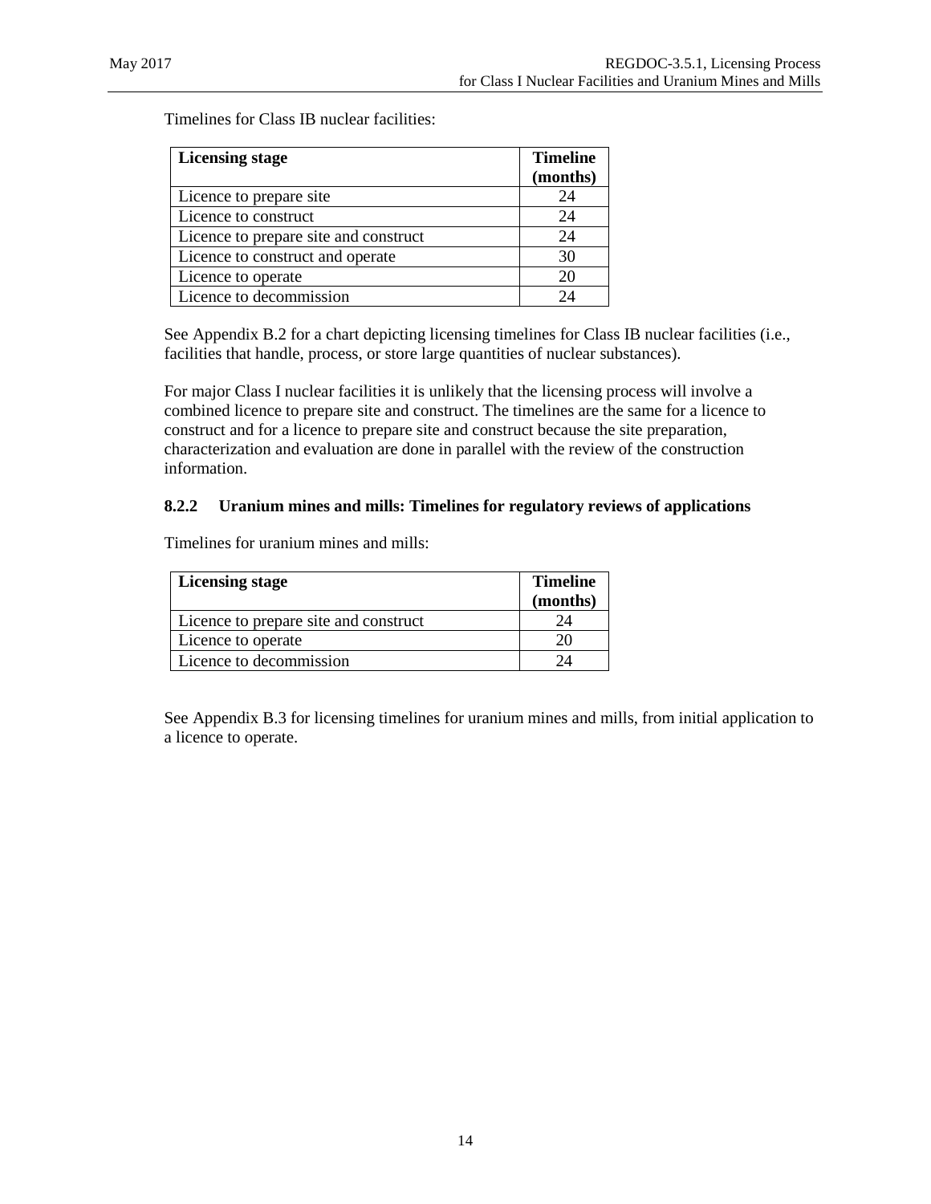Timelines for Class IB nuclear facilities:

| Licensing stage | Timeline (months) |
|---|---|
| Licence to prepare site | 24 |
| Licence to construct | 24 |
| Licence to prepare site and construct | 24 |
| Licence to construct and operate | 30 |
| Licence to operate | 20 |
| Licence to decommission | 24 |

See Appendix B.2 for a chart depicting licensing timelines for Class IB nuclear facilities (i.e., facilities that handle, process, or store large quantities of nuclear substances).

For major Class I nuclear facilities it is unlikely that the licensing process will involve a combined licence to prepare site and construct. The timelines are the same for a licence to construct and for a licence to prepare site and construct because the site preparation, characterization and evaluation are done in parallel with the review of the construction information.

### 8.2.2 Uranium mines and mills: Timelines for regulatory reviews of applications

Timelines for uranium mines and mills:

| Licensing stage | Timeline (months) |
|---|---|
| Licence to prepare site and construct | 24 |
| Licence to operate | 20 |
| Licence to decommission | 24 |

See Appendix B.3 for licensing timelines for uranium mines and mills, from initial application to a licence to operate.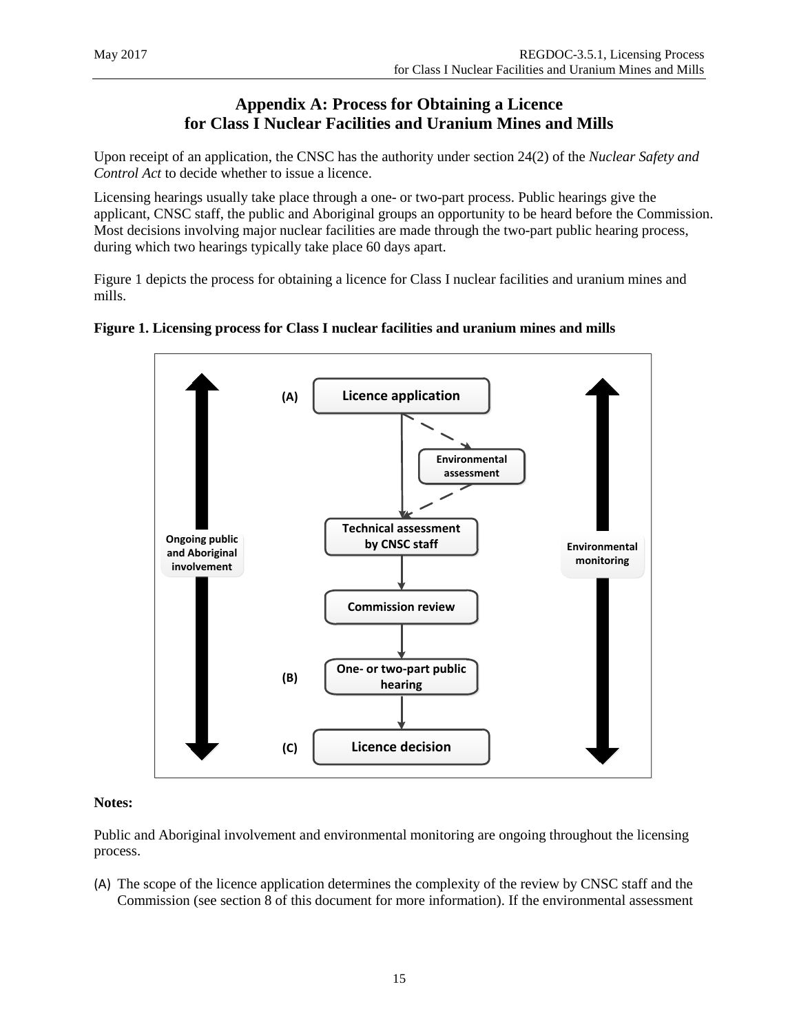# Appendix A: Process for Obtaining a Licence for Class I Nuclear Facilities and Uranium Mines and Mills

Upon receipt of an application, the CNSC has the authority under section 24(2) of the *Nuclear Safety and Control Act* to decide whether to issue a licence.

Licensing hearings usually take place through a one- or two-part process. Public hearings give the applicant, CNSC staff, the public and Aboriginal groups an opportunity to be heard before the Commission. Most decisions involving major nuclear facilities are made through the two-part public hearing process, during which two hearings typically take place 60 days apart.

Figure 1 depicts the process for obtaining a licence for Class I nuclear facilities and uranium mines and mills.

**Figure 1. Licensing process for Class I nuclear facilities and uranium mines and mills**

(A) Licence application → Environmental assessment (dashed) → Technical assessment by CNSC staff → Commission review → (B) One- or two-part public hearing → (C) Licence decision

Ongoing public and Aboriginal involvement

Environmental monitoring

**Notes:**

Public and Aboriginal involvement and environmental monitoring are ongoing throughout the licensing process.

(A) The scope of the licence application determines the complexity of the review by CNSC staff and the Commission (see section 8 of this document for more information). If the environmental assessment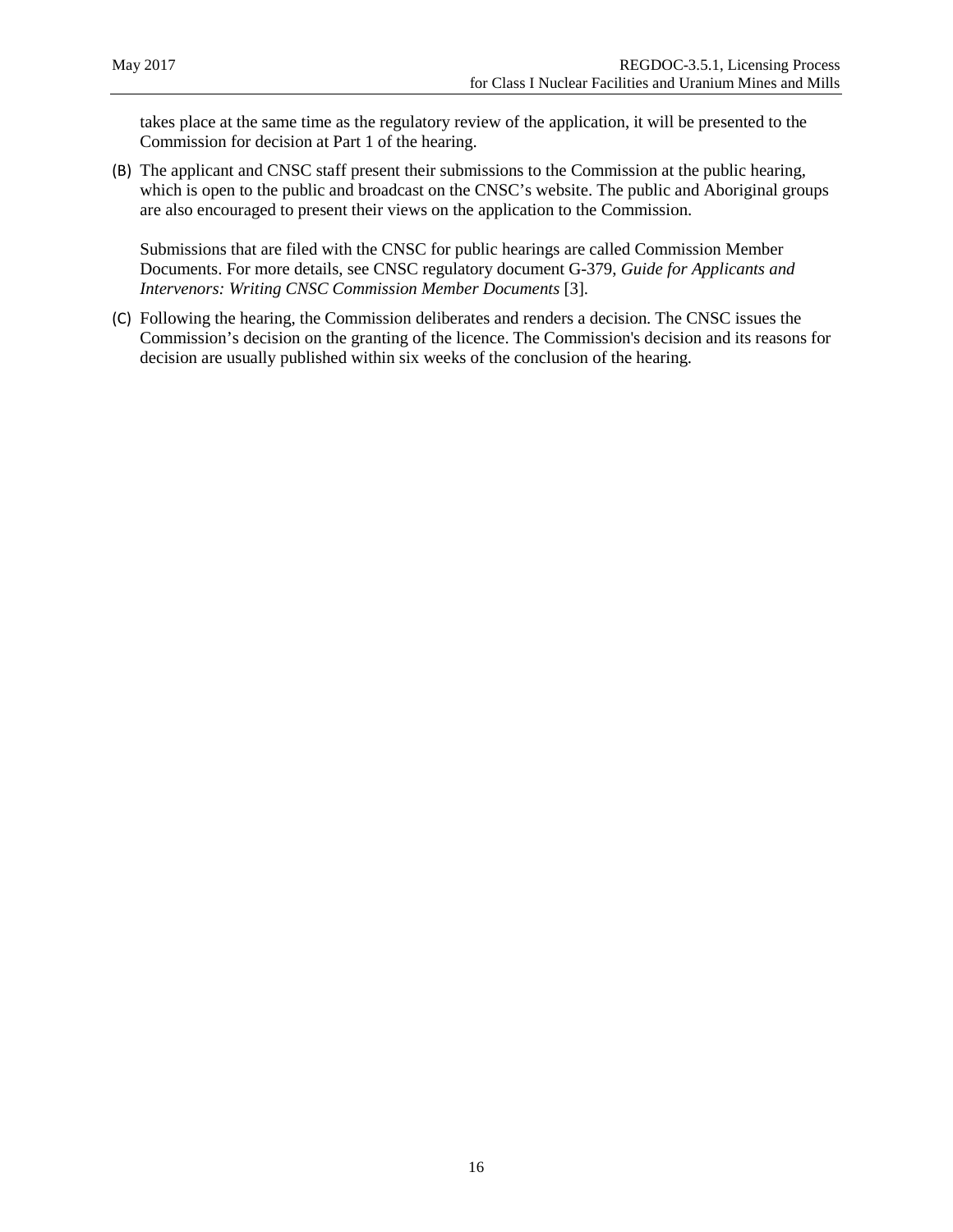takes place at the same time as the regulatory review of the application, it will be presented to the Commission for decision at Part 1 of the hearing.

(B) The applicant and CNSC staff present their submissions to the Commission at the public hearing, which is open to the public and broadcast on the CNSC's website. The public and Aboriginal groups are also encouraged to present their views on the application to the Commission.

Submissions that are filed with the CNSC for public hearings are called Commission Member Documents. For more details, see CNSC regulatory document G-379, *Guide for Applicants and Intervenors: Writing CNSC Commission Member Documents* [3].

(C) Following the hearing, the Commission deliberates and renders a decision. The CNSC issues the Commission's decision on the granting of the licence. The Commission's decision and its reasons for decision are usually published within six weeks of the conclusion of the hearing.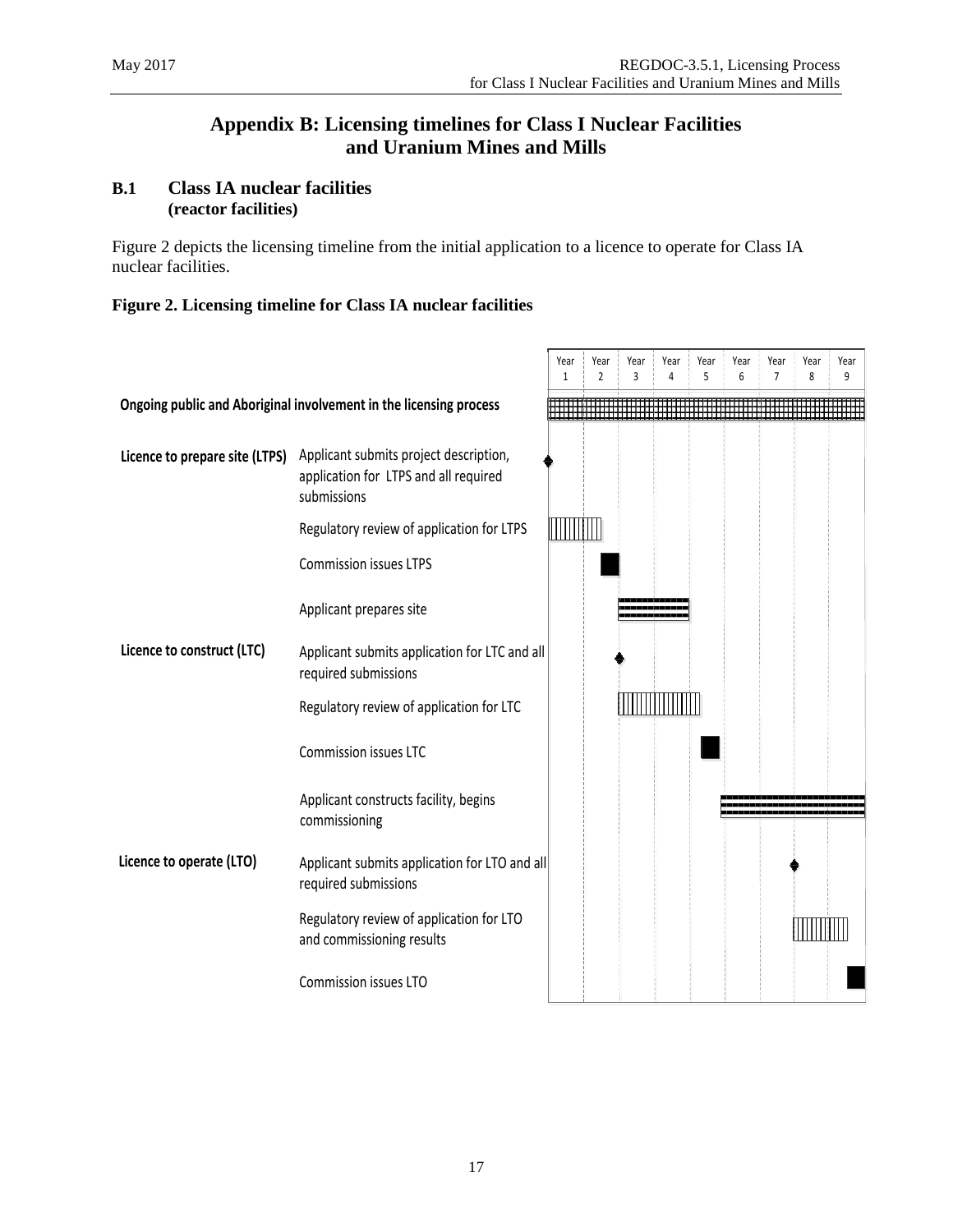# Appendix B: Licensing timelines for Class I Nuclear Facilities and Uranium Mines and Mills

## B.1 Class IA nuclear facilities (reactor facilities)

Figure 2 depicts the licensing timeline from the initial application to a licence to operate for Class IA nuclear facilities.

**Figure 2. Licensing timeline for Class IA nuclear facilities**

| Licence | Activity | Year 1 | Year 2 | Year 3 | Year 4 | Year 5 | Year 6 | Year 7 | Year 8 | Year 9 |
|---|---|---|---|---|---|---|---|---|---|---|
| Ongoing public and Aboriginal involvement in the licensing process | | X | X | X | X | X | X | X | X | X |
| Licence to prepare site (LTPS) | Applicant submits project description, application for LTPS and all required submissions | ◆ | | | | | | | | |
| | Regulatory review of application for LTPS | X | X | | | | | | | |
| | Commission issues LTPS | | ■ | | | | | | | |
| | Applicant prepares site | | | X | X | | | | | |
| Licence to construct (LTC) | Applicant submits application for LTC and all required submissions | | | ◆ | | | | | | |
| | Regulatory review of application for LTC | | | X | X | X | | | | |
| | Commission issues LTC | | | | | ■ | | | | |
| | Applicant constructs facility, begins commissioning | | | | | X | X | X | X | X |
| Licence to operate (LTO) | Applicant submits application for LTO and all required submissions | | | | | | | | ◆ | |
| | Regulatory review of application for LTO and commissioning results | | | | | | | | X | X |
| | Commission issues LTO | | | | | | | | | ■ |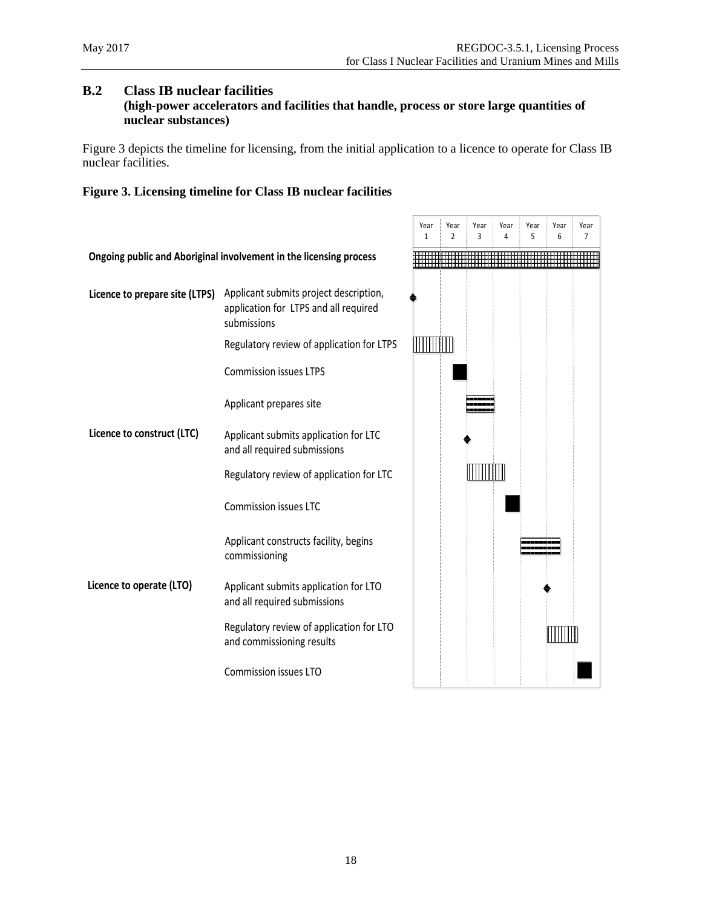## B.2 Class IB nuclear facilities
**(high-power accelerators and facilities that handle, process or store large quantities of nuclear substances)**

Figure 3 depicts the timeline for licensing, from the initial application to a licence to operate for Class IB nuclear facilities.

**Figure 3. Licensing timeline for Class IB nuclear facilities**

| | | Year 1 | Year 2 | Year 3 | Year 4 | Year 5 | Year 6 | Year 7 |
|---|---|---|---|---|---|---|---|---|
| **Ongoing public and Aboriginal involvement in the licensing process** | | ■ | ■ | ■ | ■ | ■ | ■ | ■ |
| **Licence to prepare site (LTPS)** | Applicant submits project description, application for LTPS and all required submissions | ◆ | | | | | | |
| | Regulatory review of application for LTPS | ■ | ■ | | | | | |
| | Commission issues LTPS | | ■ | | | | | |
| | Applicant prepares site | | | ■ | | | | |
| **Licence to construct (LTC)** | Applicant submits application for LTC and all required submissions | | | ◆ | | | | |
| | Regulatory review of application for LTC | | | ■ | ■ | | | |
| | Commission issues LTC | | | | ■ | | | |
| | Applicant constructs facility, begins commissioning | | | | | ■ | ■ | |
| **Licence to operate (LTO)** | Applicant submits application for LTO and all required submissions | | | | | | ◆ | |
| | Regulatory review of application for LTO and commissioning results | | | | | | ■ | ■ |
| | Commission issues LTO | | | | | | | ■ |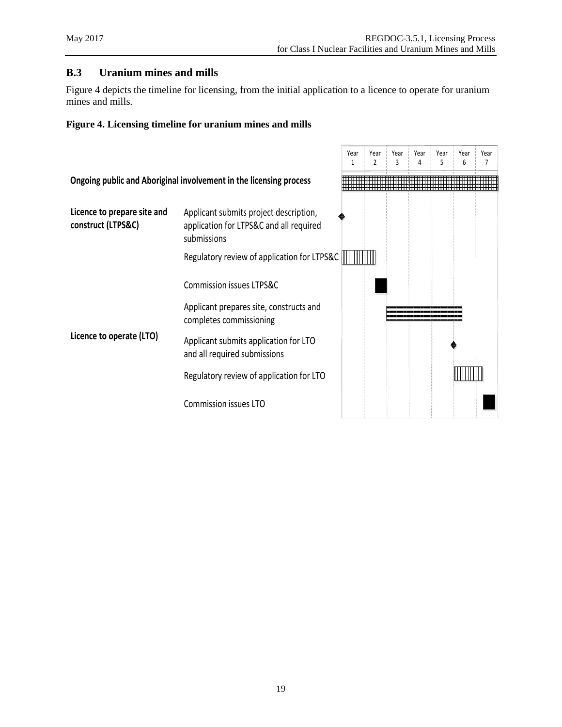### B.3 Uranium mines and mills

Figure 4 depicts the timeline for licensing, from the initial application to a licence to operate for uranium mines and mills.

**Figure 4. Licensing timeline for uranium mines and mills**

| | | Year 1 | Year 2 | Year 3 | Year 4 | Year 5 | Year 6 | Year 7 |
|---|---|---|---|---|---|---|---|---|
| **Ongoing public and Aboriginal involvement in the licensing process** | | | | | | | | |
| **Licence to prepare site and construct (LTPS&C)** | Applicant submits project description, application for LTPS&C and all required submissions | | | | | | | |
| | Regulatory review of application for LTPS&C | | | | | | | |
| | Commission issues LTPS&C | | | | | | | |
| | Applicant prepares site, constructs and completes commissioning | | | | | | | |
| **Licence to operate (LTO)** | Applicant submits application for LTO and all required submissions | | | | | | | |
| | Regulatory review of application for LTO | | | | | | | |
| | Commission issues LTO | | | | | | | |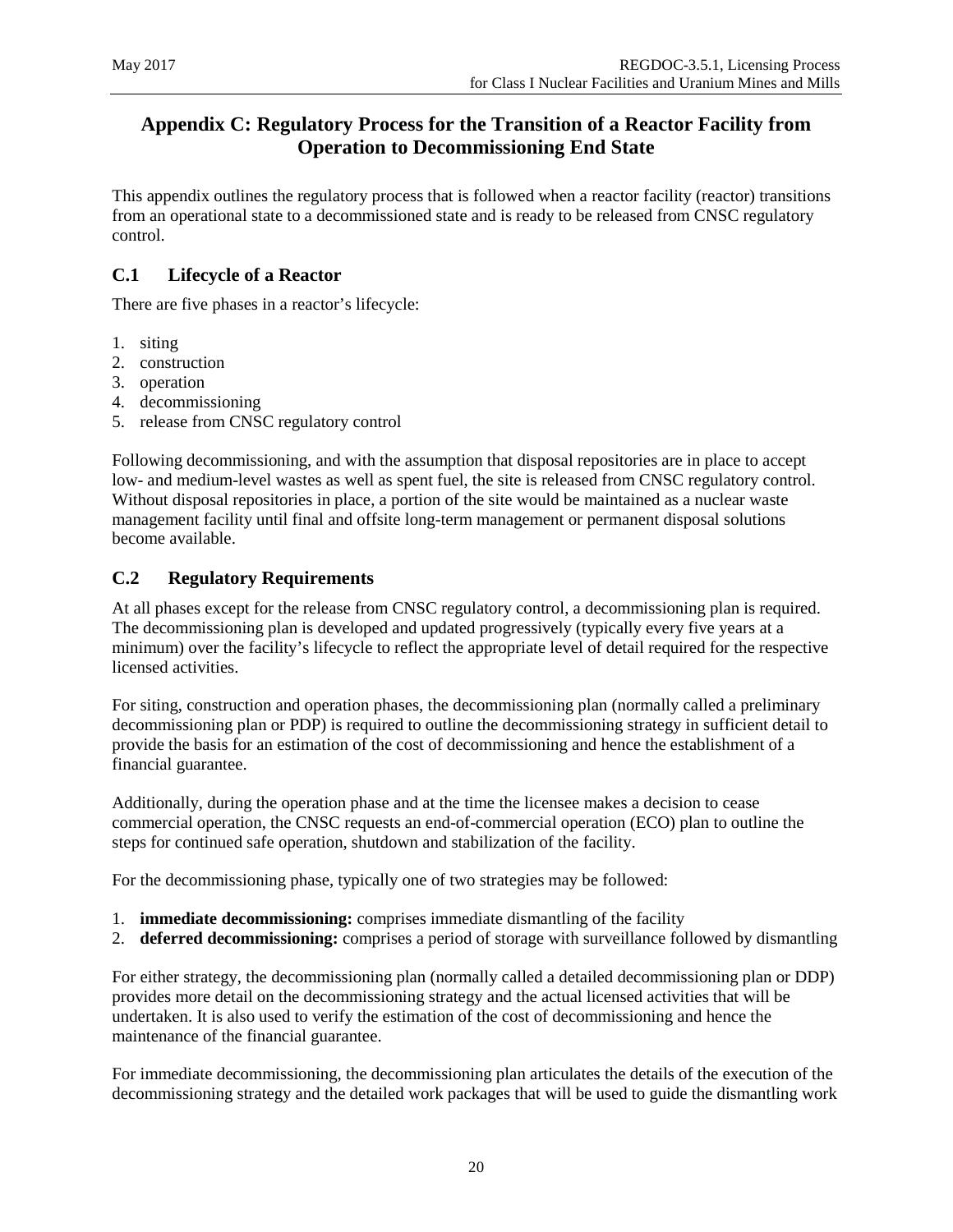## Appendix C: Regulatory Process for the Transition of a Reactor Facility from Operation to Decommissioning End State

This appendix outlines the regulatory process that is followed when a reactor facility (reactor) transitions from an operational state to a decommissioned state and is ready to be released from CNSC regulatory control.

### C.1 Lifecycle of a Reactor

There are five phases in a reactor's lifecycle:

1. siting
2. construction
3. operation
4. decommissioning
5. release from CNSC regulatory control

Following decommissioning, and with the assumption that disposal repositories are in place to accept low- and medium-level wastes as well as spent fuel, the site is released from CNSC regulatory control. Without disposal repositories in place, a portion of the site would be maintained as a nuclear waste management facility until final and offsite long-term management or permanent disposal solutions become available.

### C.2 Regulatory Requirements

At all phases except for the release from CNSC regulatory control, a decommissioning plan is required. The decommissioning plan is developed and updated progressively (typically every five years at a minimum) over the facility's lifecycle to reflect the appropriate level of detail required for the respective licensed activities.

For siting, construction and operation phases, the decommissioning plan (normally called a preliminary decommissioning plan or PDP) is required to outline the decommissioning strategy in sufficient detail to provide the basis for an estimation of the cost of decommissioning and hence the establishment of a financial guarantee.

Additionally, during the operation phase and at the time the licensee makes a decision to cease commercial operation, the CNSC requests an end-of-commercial operation (ECO) plan to outline the steps for continued safe operation, shutdown and stabilization of the facility.

For the decommissioning phase, typically one of two strategies may be followed:

1. **immediate decommissioning:** comprises immediate dismantling of the facility
2. **deferred decommissioning:** comprises a period of storage with surveillance followed by dismantling

For either strategy, the decommissioning plan (normally called a detailed decommissioning plan or DDP) provides more detail on the decommissioning strategy and the actual licensed activities that will be undertaken. It is also used to verify the estimation of the cost of decommissioning and hence the maintenance of the financial guarantee.

For immediate decommissioning, the decommissioning plan articulates the details of the execution of the decommissioning strategy and the detailed work packages that will be used to guide the dismantling work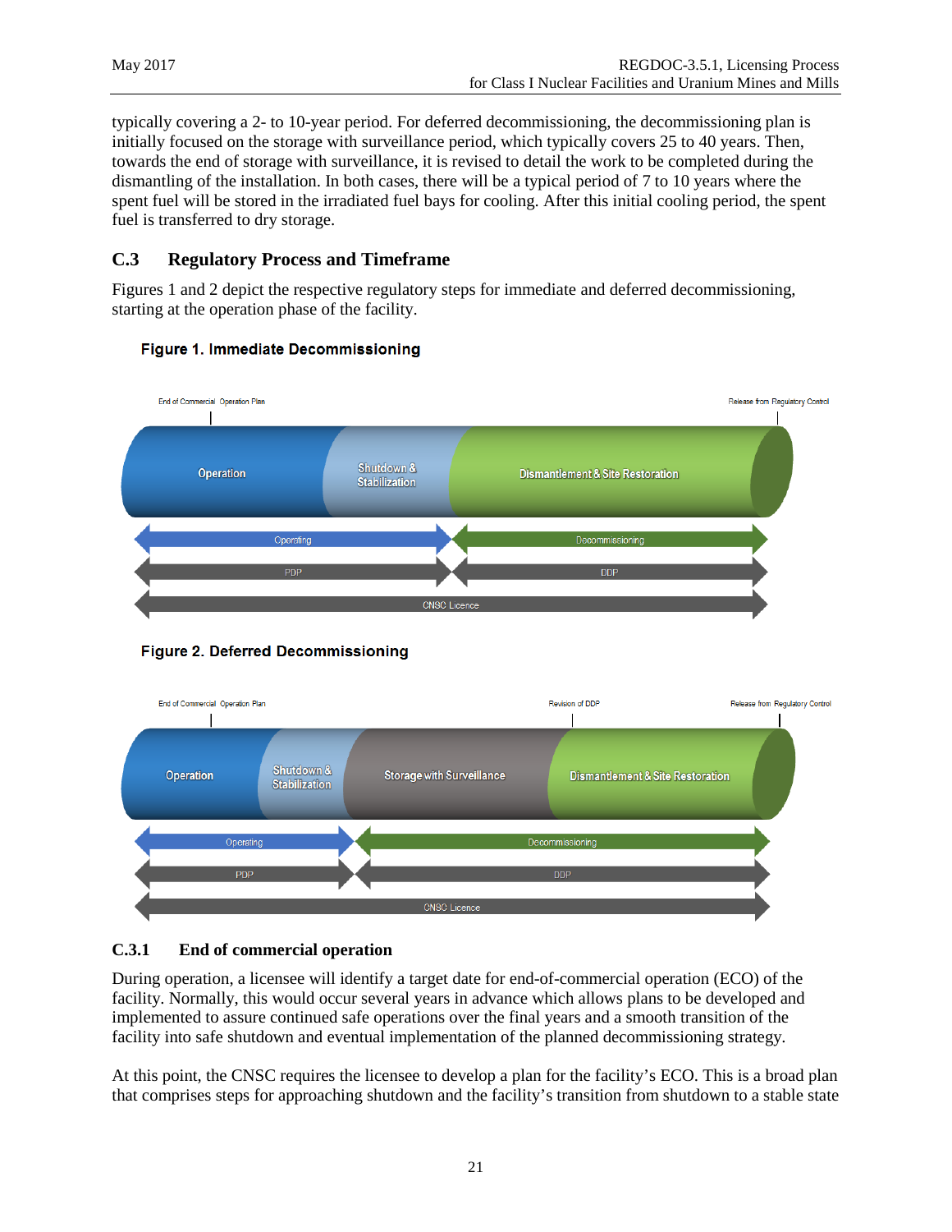typically covering a 2- to 10-year period. For deferred decommissioning, the decommissioning plan is initially focused on the storage with surveillance period, which typically covers 25 to 40 years. Then, towards the end of storage with surveillance, it is revised to detail the work to be completed during the dismantling of the installation. In both cases, there will be a typical period of 7 to 10 years where the spent fuel will be stored in the irradiated fuel bays for cooling. After this initial cooling period, the spent fuel is transferred to dry storage.

## C.3 Regulatory Process and Timeframe

Figures 1 and 2 depict the respective regulatory steps for immediate and deferred decommissioning, starting at the operation phase of the facility.

**Figure 1. Immediate Decommissioning**

End of Commercial Operation Plan | Release from Regulatory Control

Operation | Shutdown & Stabilization | Dismantlement & Site Restoration

Operating | Decommissioning

PDP | DDP

CNSC Licence

**Figure 2. Deferred Decommissioning**

End of Commercial Operation Plan | Revision of DDP | Release from Regulatory Control

Operation | Shutdown & Stabilization | Storage with Surveillance | Dismantlement & Site Restoration

Operating | Decommissioning

PDP | DDP

CNSC Licence

### C.3.1 End of commercial operation

During operation, a licensee will identify a target date for end-of-commercial operation (ECO) of the facility. Normally, this would occur several years in advance which allows plans to be developed and implemented to assure continued safe operations over the final years and a smooth transition of the facility into safe shutdown and eventual implementation of the planned decommissioning strategy.

At this point, the CNSC requires the licensee to develop a plan for the facility's ECO. This is a broad plan that comprises steps for approaching shutdown and the facility's transition from shutdown to a stable state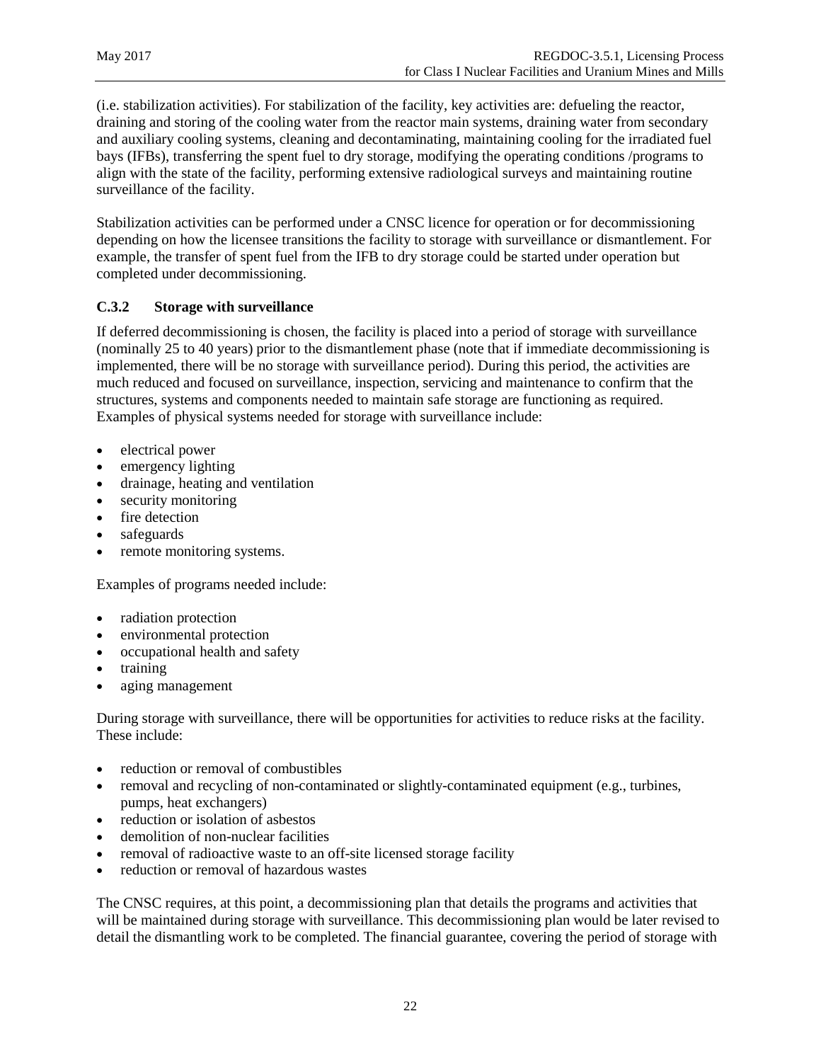(i.e. stabilization activities). For stabilization of the facility, key activities are: defueling the reactor, draining and storing of the cooling water from the reactor main systems, draining water from secondary and auxiliary cooling systems, cleaning and decontaminating, maintaining cooling for the irradiated fuel bays (IFBs), transferring the spent fuel to dry storage, modifying the operating conditions /programs to align with the state of the facility, performing extensive radiological surveys and maintaining routine surveillance of the facility.

Stabilization activities can be performed under a CNSC licence for operation or for decommissioning depending on how the licensee transitions the facility to storage with surveillance or dismantlement. For example, the transfer of spent fuel from the IFB to dry storage could be started under operation but completed under decommissioning.

### C.3.2 Storage with surveillance

If deferred decommissioning is chosen, the facility is placed into a period of storage with surveillance (nominally 25 to 40 years) prior to the dismantlement phase (note that if immediate decommissioning is implemented, there will be no storage with surveillance period). During this period, the activities are much reduced and focused on surveillance, inspection, servicing and maintenance to confirm that the structures, systems and components needed to maintain safe storage are functioning as required. Examples of physical systems needed for storage with surveillance include:

- electrical power
- emergency lighting
- drainage, heating and ventilation
- security monitoring
- fire detection
- safeguards
- remote monitoring systems.

Examples of programs needed include:

- radiation protection
- environmental protection
- occupational health and safety
- training
- aging management

During storage with surveillance, there will be opportunities for activities to reduce risks at the facility. These include:

- reduction or removal of combustibles
- removal and recycling of non-contaminated or slightly-contaminated equipment (e.g., turbines, pumps, heat exchangers)
- reduction or isolation of asbestos
- demolition of non-nuclear facilities
- removal of radioactive waste to an off-site licensed storage facility
- reduction or removal of hazardous wastes

The CNSC requires, at this point, a decommissioning plan that details the programs and activities that will be maintained during storage with surveillance. This decommissioning plan would be later revised to detail the dismantling work to be completed. The financial guarantee, covering the period of storage with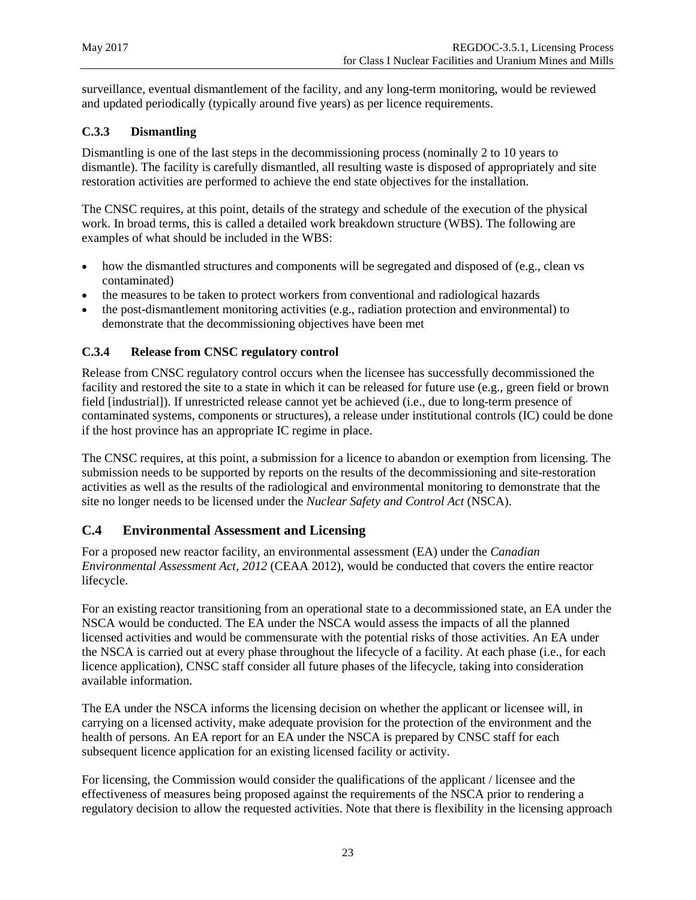surveillance, eventual dismantlement of the facility, and any long-term monitoring, would be reviewed and updated periodically (typically around five years) as per licence requirements.

### C.3.3 Dismantling

Dismantling is one of the last steps in the decommissioning process (nominally 2 to 10 years to dismantle). The facility is carefully dismantled, all resulting waste is disposed of appropriately and site restoration activities are performed to achieve the end state objectives for the installation.

The CNSC requires, at this point, details of the strategy and schedule of the execution of the physical work. In broad terms, this is called a detailed work breakdown structure (WBS). The following are examples of what should be included in the WBS:

- how the dismantled structures and components will be segregated and disposed of (e.g., clean vs contaminated)
- the measures to be taken to protect workers from conventional and radiological hazards
- the post-dismantlement monitoring activities (e.g., radiation protection and environmental) to demonstrate that the decommissioning objectives have been met

### C.3.4 Release from CNSC regulatory control

Release from CNSC regulatory control occurs when the licensee has successfully decommissioned the facility and restored the site to a state in which it can be released for future use (e.g., green field or brown field [industrial]). If unrestricted release cannot yet be achieved (i.e., due to long-term presence of contaminated systems, components or structures), a release under institutional controls (IC) could be done if the host province has an appropriate IC regime in place.

The CNSC requires, at this point, a submission for a licence to abandon or exemption from licensing. The submission needs to be supported by reports on the results of the decommissioning and site-restoration activities as well as the results of the radiological and environmental monitoring to demonstrate that the site no longer needs to be licensed under the *Nuclear Safety and Control Act* (NSCA).

## C.4 Environmental Assessment and Licensing

For a proposed new reactor facility, an environmental assessment (EA) under the *Canadian Environmental Assessment Act, 2012* (CEAA 2012), would be conducted that covers the entire reactor lifecycle.

For an existing reactor transitioning from an operational state to a decommissioned state, an EA under the NSCA would be conducted. The EA under the NSCA would assess the impacts of all the planned licensed activities and would be commensurate with the potential risks of those activities. An EA under the NSCA is carried out at every phase throughout the lifecycle of a facility. At each phase (i.e., for each licence application), CNSC staff consider all future phases of the lifecycle, taking into consideration available information.

The EA under the NSCA informs the licensing decision on whether the applicant or licensee will, in carrying on a licensed activity, make adequate provision for the protection of the environment and the health of persons. An EA report for an EA under the NSCA is prepared by CNSC staff for each subsequent licence application for an existing licensed facility or activity.

For licensing, the Commission would consider the qualifications of the applicant / licensee and the effectiveness of measures being proposed against the requirements of the NSCA prior to rendering a regulatory decision to allow the requested activities. Note that there is flexibility in the licensing approach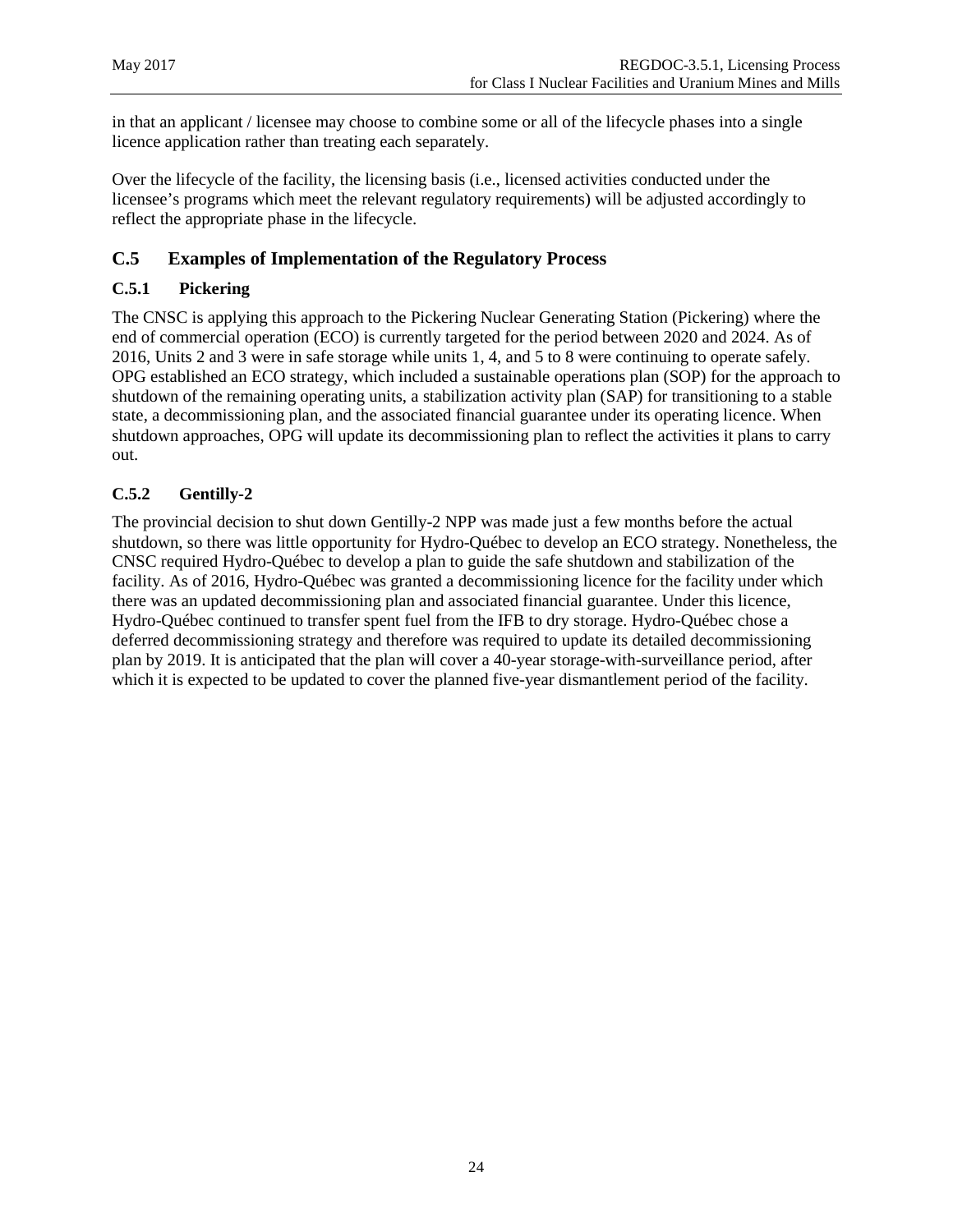in that an applicant / licensee may choose to combine some or all of the lifecycle phases into a single licence application rather than treating each separately.

Over the lifecycle of the facility, the licensing basis (i.e., licensed activities conducted under the licensee's programs which meet the relevant regulatory requirements) will be adjusted accordingly to reflect the appropriate phase in the lifecycle.

## C.5 Examples of Implementation of the Regulatory Process

### C.5.1 Pickering

The CNSC is applying this approach to the Pickering Nuclear Generating Station (Pickering) where the end of commercial operation (ECO) is currently targeted for the period between 2020 and 2024. As of 2016, Units 2 and 3 were in safe storage while units 1, 4, and 5 to 8 were continuing to operate safely. OPG established an ECO strategy, which included a sustainable operations plan (SOP) for the approach to shutdown of the remaining operating units, a stabilization activity plan (SAP) for transitioning to a stable state, a decommissioning plan, and the associated financial guarantee under its operating licence. When shutdown approaches, OPG will update its decommissioning plan to reflect the activities it plans to carry out.

### C.5.2 Gentilly-2

The provincial decision to shut down Gentilly-2 NPP was made just a few months before the actual shutdown, so there was little opportunity for Hydro-Québec to develop an ECO strategy. Nonetheless, the CNSC required Hydro-Québec to develop a plan to guide the safe shutdown and stabilization of the facility. As of 2016, Hydro-Québec was granted a decommissioning licence for the facility under which there was an updated decommissioning plan and associated financial guarantee. Under this licence, Hydro-Québec continued to transfer spent fuel from the IFB to dry storage. Hydro-Québec chose a deferred decommissioning strategy and therefore was required to update its detailed decommissioning plan by 2019. It is anticipated that the plan will cover a 40-year storage-with-surveillance period, after which it is expected to be updated to cover the planned five-year dismantlement period of the facility.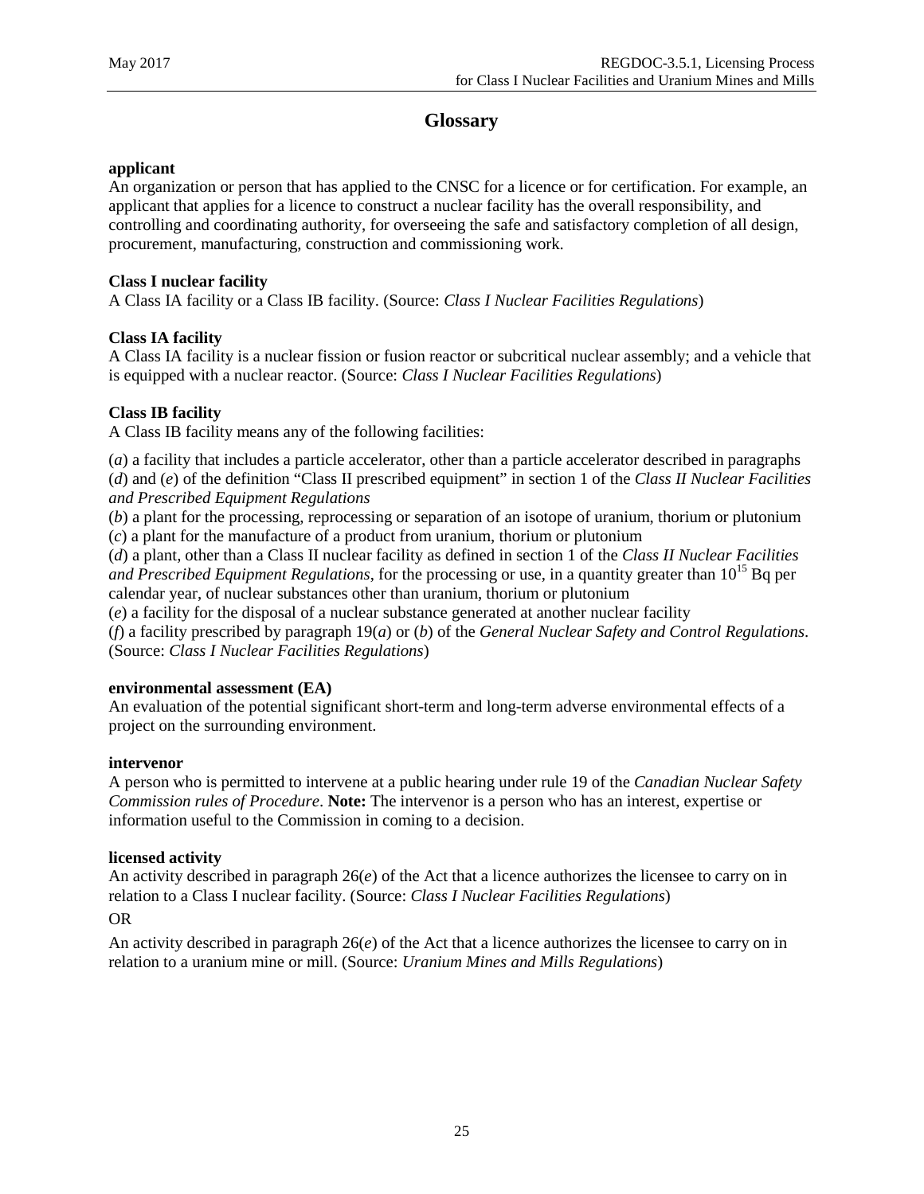# Glossary

**applicant**
An organization or person that has applied to the CNSC for a licence or for certification. For example, an applicant that applies for a licence to construct a nuclear facility has the overall responsibility, and controlling and coordinating authority, for overseeing the safe and satisfactory completion of all design, procurement, manufacturing, construction and commissioning work.

**Class I nuclear facility**
A Class IA facility or a Class IB facility. (Source: *Class I Nuclear Facilities Regulations*)

**Class IA facility**
A Class IA facility is a nuclear fission or fusion reactor or subcritical nuclear assembly; and a vehicle that is equipped with a nuclear reactor. (Source: *Class I Nuclear Facilities Regulations*)

**Class IB facility**
A Class IB facility means any of the following facilities:

(*a*) a facility that includes a particle accelerator, other than a particle accelerator described in paragraphs (*d*) and (*e*) of the definition "Class II prescribed equipment" in section 1 of the *Class II Nuclear Facilities and Prescribed Equipment Regulations*
(*b*) a plant for the processing, reprocessing or separation of an isotope of uranium, thorium or plutonium
(*c*) a plant for the manufacture of a product from uranium, thorium or plutonium
(*d*) a plant, other than a Class II nuclear facility as defined in section 1 of the *Class II Nuclear Facilities and Prescribed Equipment Regulations*, for the processing or use, in a quantity greater than $10^{15}$ Bq per calendar year, of nuclear substances other than uranium, thorium or plutonium
(*e*) a facility for the disposal of a nuclear substance generated at another nuclear facility
(*f*) a facility prescribed by paragraph 19(*a*) or (*b*) of the *General Nuclear Safety and Control Regulations*. (Source: *Class I Nuclear Facilities Regulations*)

**environmental assessment (EA)**
An evaluation of the potential significant short-term and long-term adverse environmental effects of a project on the surrounding environment.

**intervenor**
A person who is permitted to intervene at a public hearing under rule 19 of the *Canadian Nuclear Safety Commission rules of Procedure*. **Note:** The intervenor is a person who has an interest, expertise or information useful to the Commission in coming to a decision.

**licensed activity**
An activity described in paragraph 26(*e*) of the Act that a licence authorizes the licensee to carry on in relation to a Class I nuclear facility. (Source: *Class I Nuclear Facilities Regulations*)

OR

An activity described in paragraph 26(*e*) of the Act that a licence authorizes the licensee to carry on in relation to a uranium mine or mill. (Source: *Uranium Mines and Mills Regulations*)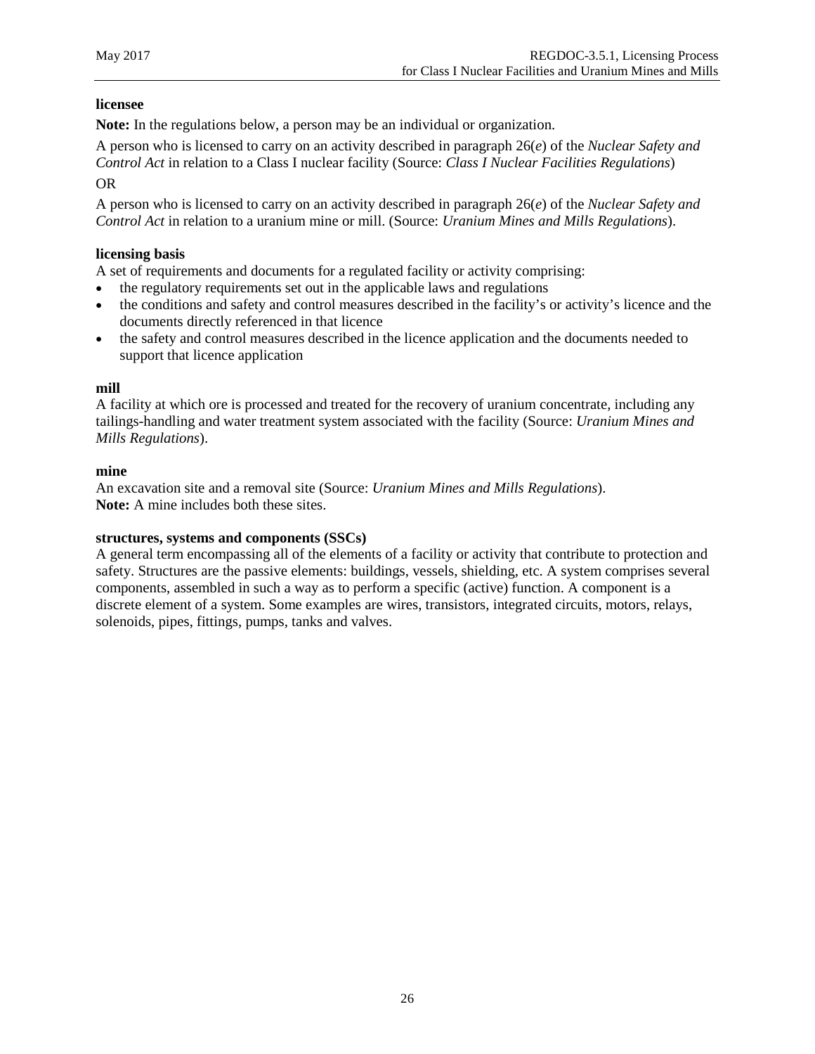**licensee**

**Note:** In the regulations below, a person may be an individual or organization.

A person who is licensed to carry on an activity described in paragraph 26(*e*) of the *Nuclear Safety and Control Act* in relation to a Class I nuclear facility (Source: *Class I Nuclear Facilities Regulations*)

OR

A person who is licensed to carry on an activity described in paragraph 26(*e*) of the *Nuclear Safety and Control Act* in relation to a uranium mine or mill. (Source: *Uranium Mines and Mills Regulations*).

**licensing basis**

A set of requirements and documents for a regulated facility or activity comprising:

- the regulatory requirements set out in the applicable laws and regulations
- the conditions and safety and control measures described in the facility's or activity's licence and the documents directly referenced in that licence
- the safety and control measures described in the licence application and the documents needed to support that licence application

**mill**

A facility at which ore is processed and treated for the recovery of uranium concentrate, including any tailings-handling and water treatment system associated with the facility (Source: *Uranium Mines and Mills Regulations*).

**mine**

An excavation site and a removal site (Source: *Uranium Mines and Mills Regulations*).
**Note:** A mine includes both these sites.

**structures, systems and components (SSCs)**

A general term encompassing all of the elements of a facility or activity that contribute to protection and safety. Structures are the passive elements: buildings, vessels, shielding, etc. A system comprises several components, assembled in such a way as to perform a specific (active) function. A component is a discrete element of a system. Some examples are wires, transistors, integrated circuits, motors, relays, solenoids, pipes, fittings, pumps, tanks and valves.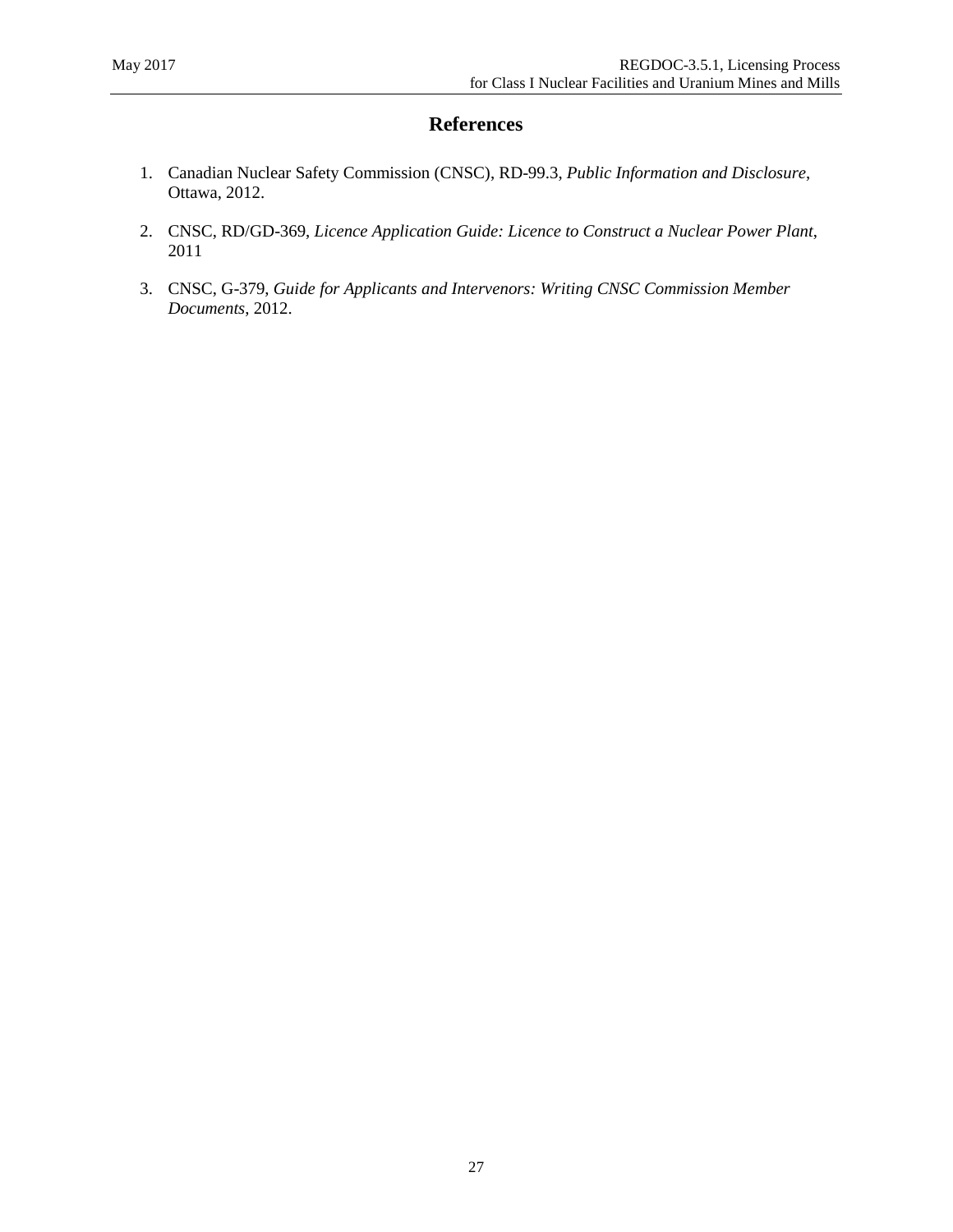# References

1. Canadian Nuclear Safety Commission (CNSC), RD-99.3, *Public Information and Disclosure*, Ottawa, 2012.

2. CNSC, RD/GD-369, *Licence Application Guide: Licence to Construct a Nuclear Power Plant*, 2011

3. CNSC, G-379, *Guide for Applicants and Intervenors: Writing CNSC Commission Member Documents*, 2012.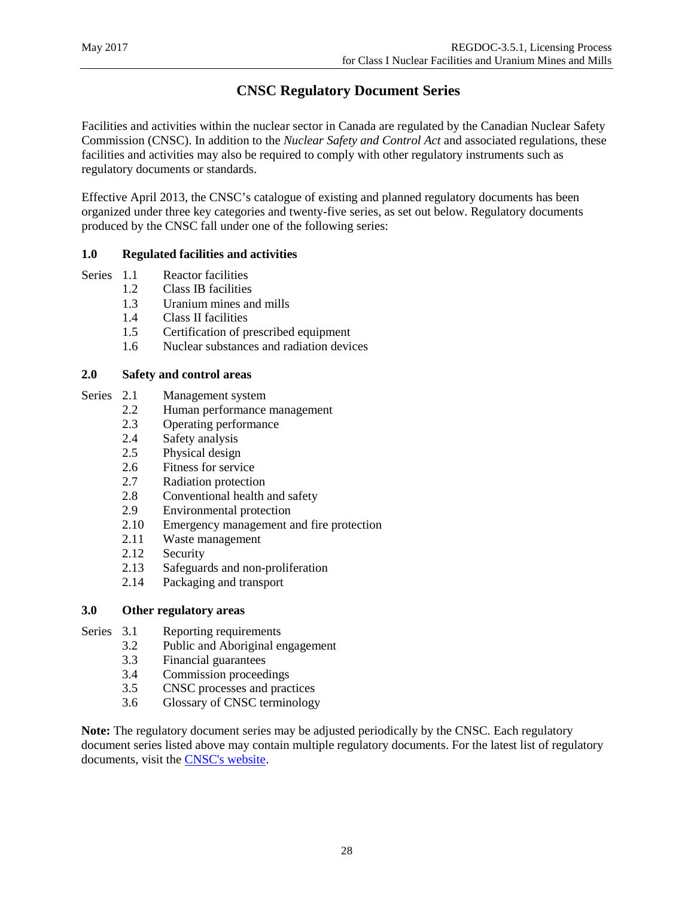# CNSC Regulatory Document Series

Facilities and activities within the nuclear sector in Canada are regulated by the Canadian Nuclear Safety Commission (CNSC). In addition to the *Nuclear Safety and Control Act* and associated regulations, these facilities and activities may also be required to comply with other regulatory instruments such as regulatory documents or standards.

Effective April 2013, the CNSC's catalogue of existing and planned regulatory documents has been organized under three key categories and twenty-five series, as set out below. Regulatory documents produced by the CNSC fall under one of the following series:

**1.0 Regulated facilities and activities**

Series
- 1.1 Reactor facilities
- 1.2 Class IB facilities
- 1.3 Uranium mines and mills
- 1.4 Class II facilities
- 1.5 Certification of prescribed equipment
- 1.6 Nuclear substances and radiation devices

**2.0 Safety and control areas**

Series
- 2.1 Management system
- 2.2 Human performance management
- 2.3 Operating performance
- 2.4 Safety analysis
- 2.5 Physical design
- 2.6 Fitness for service
- 2.7 Radiation protection
- 2.8 Conventional health and safety
- 2.9 Environmental protection
- 2.10 Emergency management and fire protection
- 2.11 Waste management
- 2.12 Security
- 2.13 Safeguards and non-proliferation
- 2.14 Packaging and transport

**3.0 Other regulatory areas**

Series
- 3.1 Reporting requirements
- 3.2 Public and Aboriginal engagement
- 3.3 Financial guarantees
- 3.4 Commission proceedings
- 3.5 CNSC processes and practices
- 3.6 Glossary of CNSC terminology

**Note:** The regulatory document series may be adjusted periodically by the CNSC. Each regulatory document series listed above may contain multiple regulatory documents. For the latest list of regulatory documents, visit the CNSC's website.